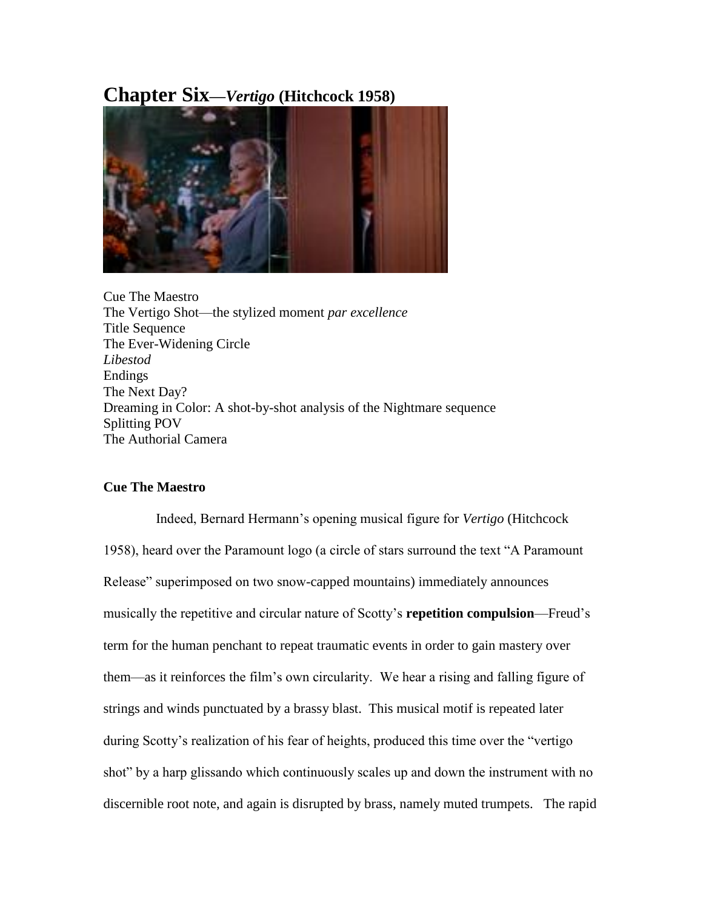# Chapter Six—*Vertigo* (Hitchcock 1958)

Cue The Maestro
The Vertigo Shot—the stylized moment *par excellence*
Title Sequence
The Ever-Widening Circle
*Libestod*
Endings
The Next Day?
Dreaming in Color: A shot-by-shot analysis of the Nightmare sequence
Splitting POV
The Authorial Camera

### Cue The Maestro

Indeed, Bernard Hermann's opening musical figure for *Vertigo* (Hitchcock 1958), heard over the Paramount logo (a circle of stars surround the text "A Paramount Release" superimposed on two snow-capped mountains) immediately announces musically the repetitive and circular nature of Scotty's **repetition compulsion**—Freud's term for the human penchant to repeat traumatic events in order to gain mastery over them—as it reinforces the film's own circularity. We hear a rising and falling figure of strings and winds punctuated by a brassy blast. This musical motif is repeated later during Scotty's realization of his fear of heights, produced this time over the "vertigo shot" by a harp glissando which continuously scales up and down the instrument with no discernible root note, and again is disrupted by brass, namely muted trumpets. The rapid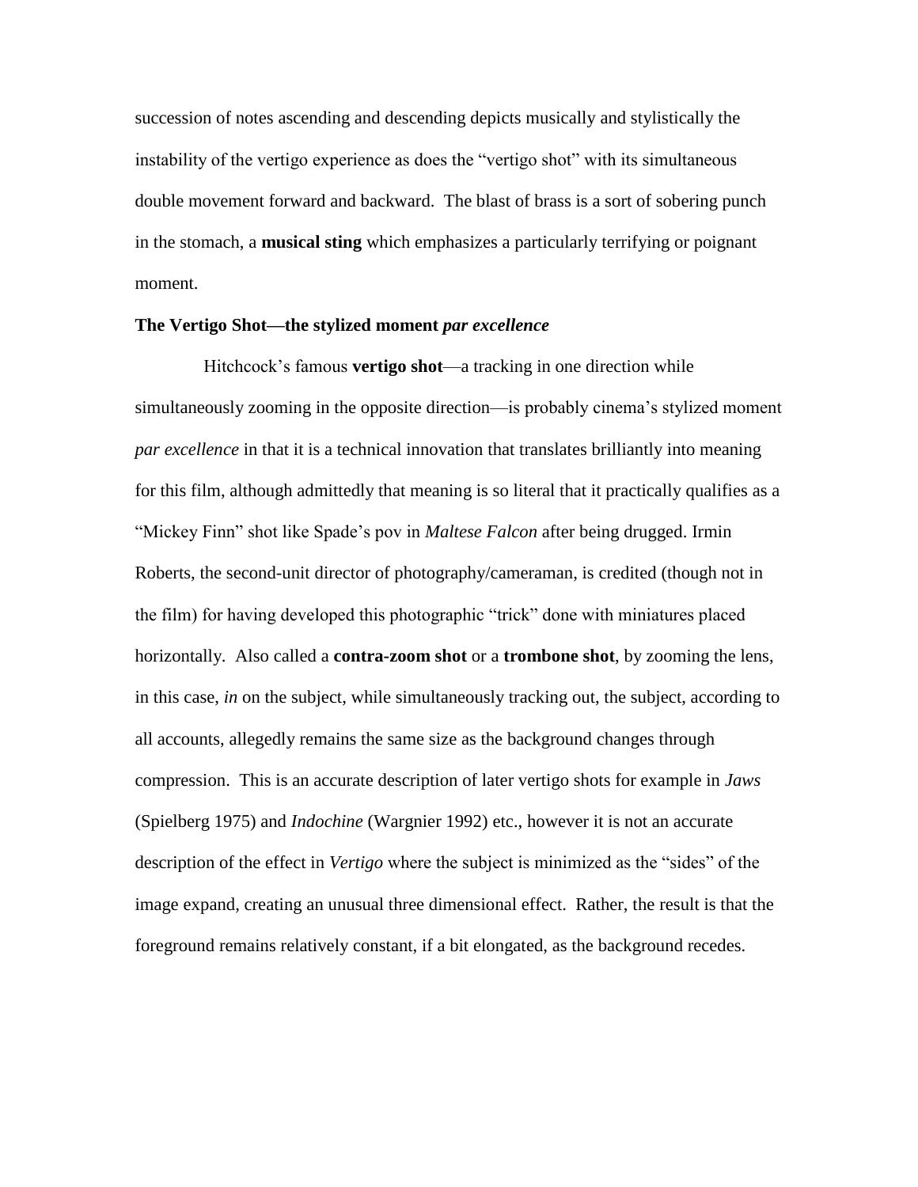succession of notes ascending and descending depicts musically and stylistically the instability of the vertigo experience as does the "vertigo shot" with its simultaneous double movement forward and backward. The blast of brass is a sort of sobering punch in the stomach, a **musical sting** which emphasizes a particularly terrifying or poignant moment.

**The Vertigo Shot—the stylized moment *par excellence***

Hitchcock's famous **vertigo shot**—a tracking in one direction while simultaneously zooming in the opposite direction—is probably cinema's stylized moment *par excellence* in that it is a technical innovation that translates brilliantly into meaning for this film, although admittedly that meaning is so literal that it practically qualifies as a "Mickey Finn" shot like Spade's pov in *Maltese Falcon* after being drugged. Irmin Roberts, the second-unit director of photography/cameraman, is credited (though not in the film) for having developed this photographic "trick" done with miniatures placed horizontally. Also called a **contra-zoom shot** or a **trombone shot**, by zooming the lens, in this case, *in* on the subject, while simultaneously tracking out, the subject, according to all accounts, allegedly remains the same size as the background changes through compression. This is an accurate description of later vertigo shots for example in *Jaws* (Spielberg 1975) and *Indochine* (Wargnier 1992) etc., however it is not an accurate description of the effect in *Vertigo* where the subject is minimized as the "sides" of the image expand, creating an unusual three dimensional effect. Rather, the result is that the foreground remains relatively constant, if a bit elongated, as the background recedes.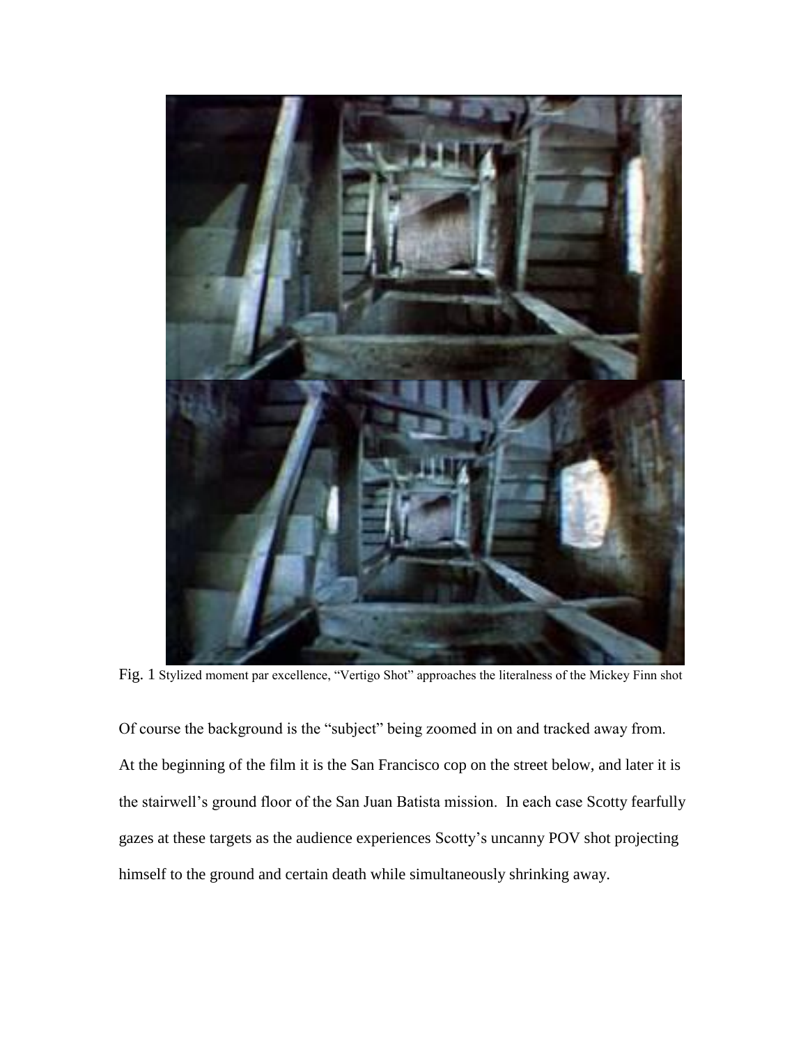Fig. 1 Stylized moment par excellence, "Vertigo Shot" approaches the literalness of the Mickey Finn shot

Of course the background is the "subject" being zoomed in on and tracked away from. At the beginning of the film it is the San Francisco cop on the street below, and later it is the stairwell's ground floor of the San Juan Batista mission. In each case Scotty fearfully gazes at these targets as the audience experiences Scotty's uncanny POV shot projecting himself to the ground and certain death while simultaneously shrinking away.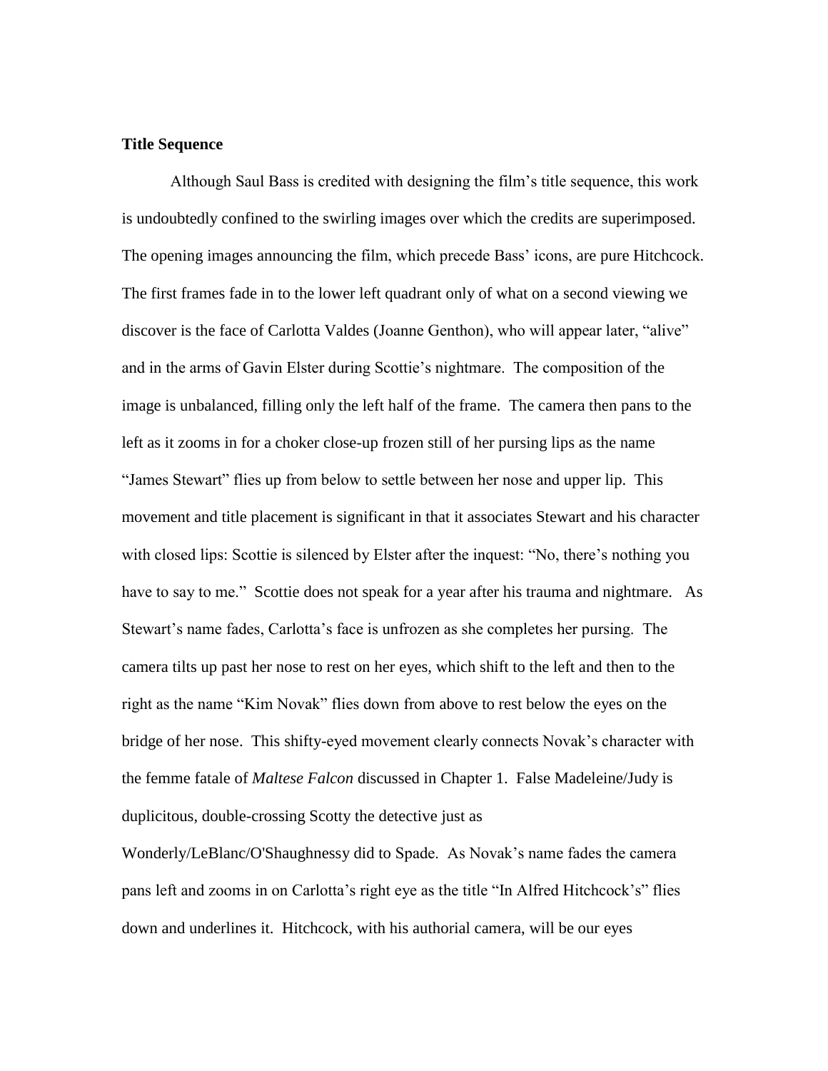**Title Sequence**

Although Saul Bass is credited with designing the film's title sequence, this work is undoubtedly confined to the swirling images over which the credits are superimposed. The opening images announcing the film, which precede Bass' icons, are pure Hitchcock. The first frames fade in to the lower left quadrant only of what on a second viewing we discover is the face of Carlotta Valdes (Joanne Genthon), who will appear later, "alive" and in the arms of Gavin Elster during Scottie's nightmare. The composition of the image is unbalanced, filling only the left half of the frame. The camera then pans to the left as it zooms in for a choker close-up frozen still of her pursing lips as the name "James Stewart" flies up from below to settle between her nose and upper lip. This movement and title placement is significant in that it associates Stewart and his character with closed lips: Scottie is silenced by Elster after the inquest: "No, there's nothing you have to say to me." Scottie does not speak for a year after his trauma and nightmare. As Stewart's name fades, Carlotta's face is unfrozen as she completes her pursing. The camera tilts up past her nose to rest on her eyes, which shift to the left and then to the right as the name "Kim Novak" flies down from above to rest below the eyes on the bridge of her nose. This shifty-eyed movement clearly connects Novak's character with the femme fatale of *Maltese Falcon* discussed in Chapter 1. False Madeleine/Judy is duplicitous, double-crossing Scotty the detective just as Wonderly/LeBlanc/O'Shaughnessy did to Spade. As Novak's name fades the camera pans left and zooms in on Carlotta's right eye as the title "In Alfred Hitchcock's" flies down and underlines it. Hitchcock, with his authorial camera, will be our eyes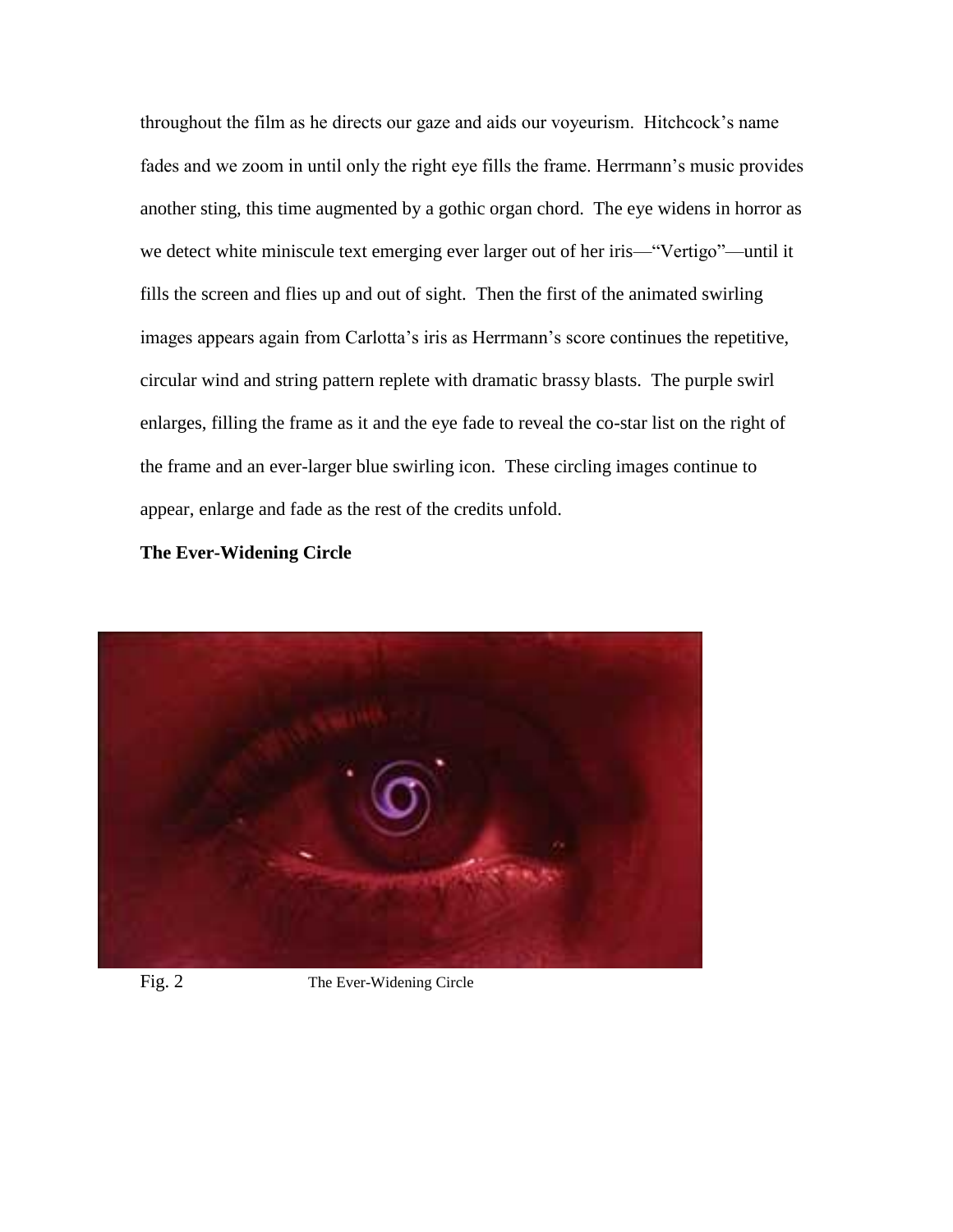throughout the film as he directs our gaze and aids our voyeurism. Hitchcock's name fades and we zoom in until only the right eye fills the frame. Herrmann's music provides another sting, this time augmented by a gothic organ chord. The eye widens in horror as we detect white miniscule text emerging ever larger out of her iris—"Vertigo"—until it fills the screen and flies up and out of sight. Then the first of the animated swirling images appears again from Carlotta's iris as Herrmann's score continues the repetitive, circular wind and string pattern replete with dramatic brassy blasts. The purple swirl enlarges, filling the frame as it and the eye fade to reveal the co-star list on the right of the frame and an ever-larger blue swirling icon. These circling images continue to appear, enlarge and fade as the rest of the credits unfold.

**The Ever-Widening Circle**

Fig. 2 The Ever-Widening Circle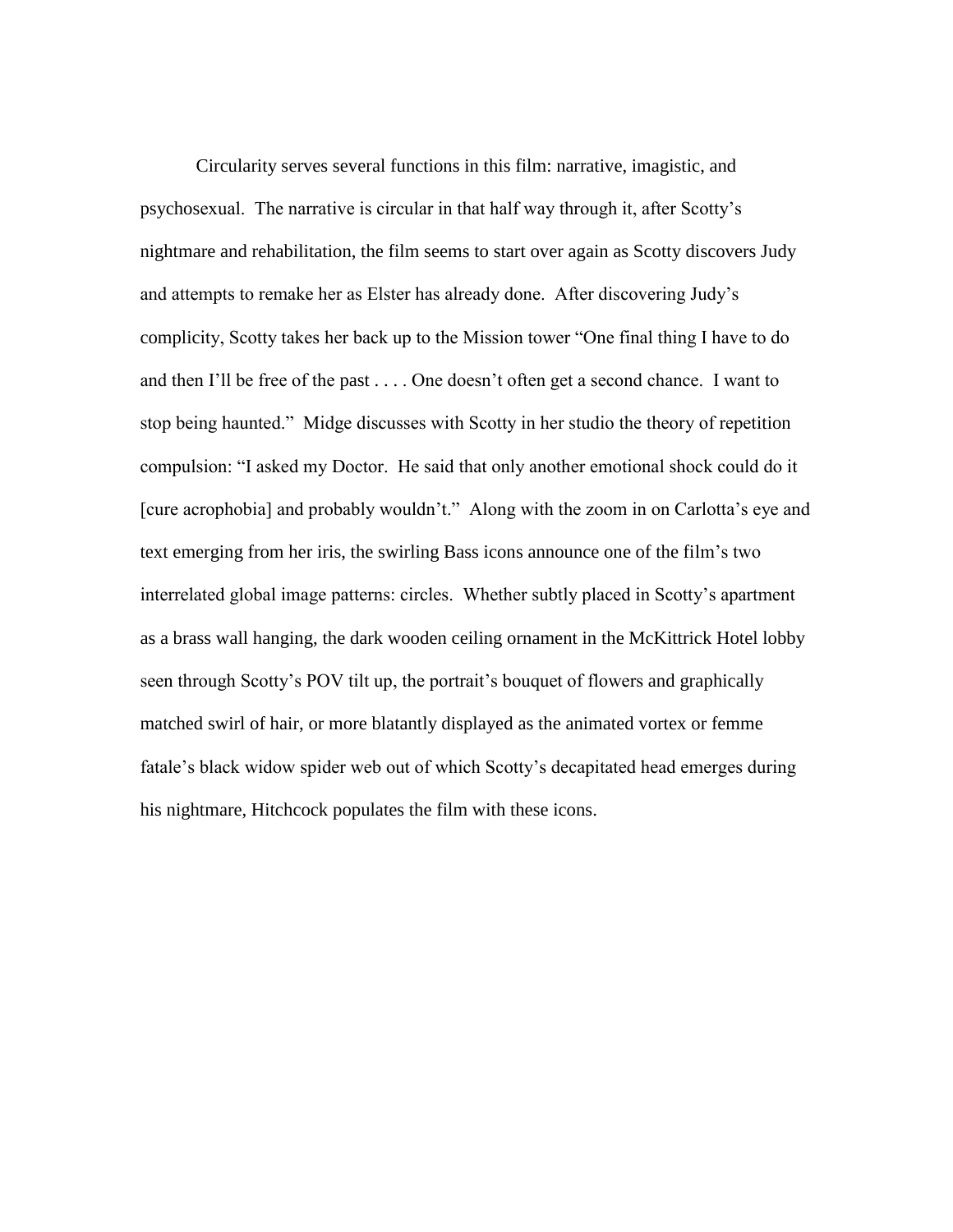Circularity serves several functions in this film: narrative, imagistic, and psychosexual. The narrative is circular in that half way through it, after Scotty's nightmare and rehabilitation, the film seems to start over again as Scotty discovers Judy and attempts to remake her as Elster has already done. After discovering Judy's complicity, Scotty takes her back up to the Mission tower "One final thing I have to do and then I'll be free of the past . . . . One doesn't often get a second chance. I want to stop being haunted." Midge discusses with Scotty in her studio the theory of repetition compulsion: "I asked my Doctor. He said that only another emotional shock could do it [cure acrophobia] and probably wouldn't." Along with the zoom in on Carlotta's eye and text emerging from her iris, the swirling Bass icons announce one of the film's two interrelated global image patterns: circles. Whether subtly placed in Scotty's apartment as a brass wall hanging, the dark wooden ceiling ornament in the McKittrick Hotel lobby seen through Scotty's POV tilt up, the portrait's bouquet of flowers and graphically matched swirl of hair, or more blatantly displayed as the animated vortex or femme fatale's black widow spider web out of which Scotty's decapitated head emerges during his nightmare, Hitchcock populates the film with these icons.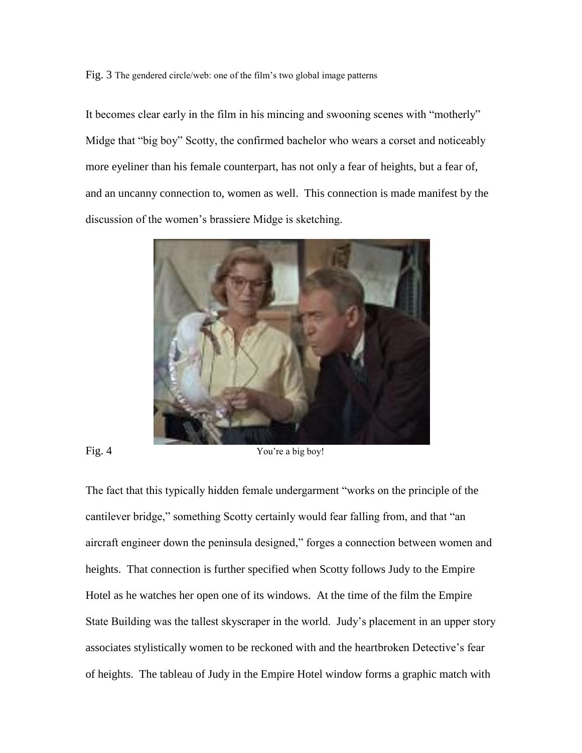Fig. 3 The gendered circle/web: one of the film's two global image patterns

It becomes clear early in the film in his mincing and swooning scenes with "motherly" Midge that "big boy" Scotty, the confirmed bachelor who wears a corset and noticeably more eyeliner than his female counterpart, has not only a fear of heights, but a fear of, and an uncanny connection to, women as well. This connection is made manifest by the discussion of the women's brassiere Midge is sketching.

Fig. 4 You're a big boy!

The fact that this typically hidden female undergarment "works on the principle of the cantilever bridge," something Scotty certainly would fear falling from, and that "an aircraft engineer down the peninsula designed," forges a connection between women and heights. That connection is further specified when Scotty follows Judy to the Empire Hotel as he watches her open one of its windows. At the time of the film the Empire State Building was the tallest skyscraper in the world. Judy's placement in an upper story associates stylistically women to be reckoned with and the heartbroken Detective's fear of heights. The tableau of Judy in the Empire Hotel window forms a graphic match with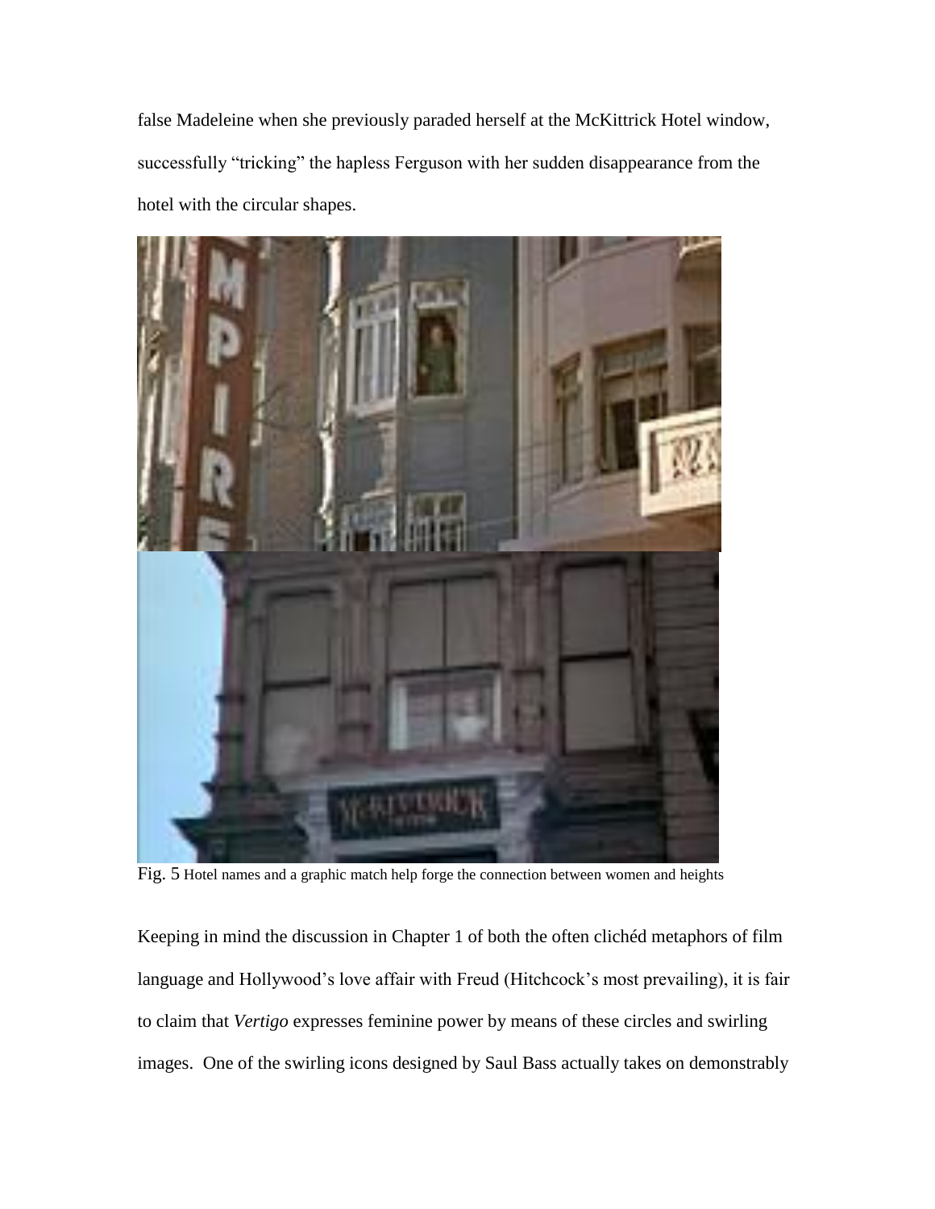false Madeleine when she previously paraded herself at the McKittrick Hotel window, successfully "tricking" the hapless Ferguson with her sudden disappearance from the hotel with the circular shapes.

Fig. 5 Hotel names and a graphic match help forge the connection between women and heights

Keeping in mind the discussion in Chapter 1 of both the often clichéd metaphors of film language and Hollywood's love affair with Freud (Hitchcock's most prevailing), it is fair to claim that *Vertigo* expresses feminine power by means of these circles and swirling images. One of the swirling icons designed by Saul Bass actually takes on demonstrably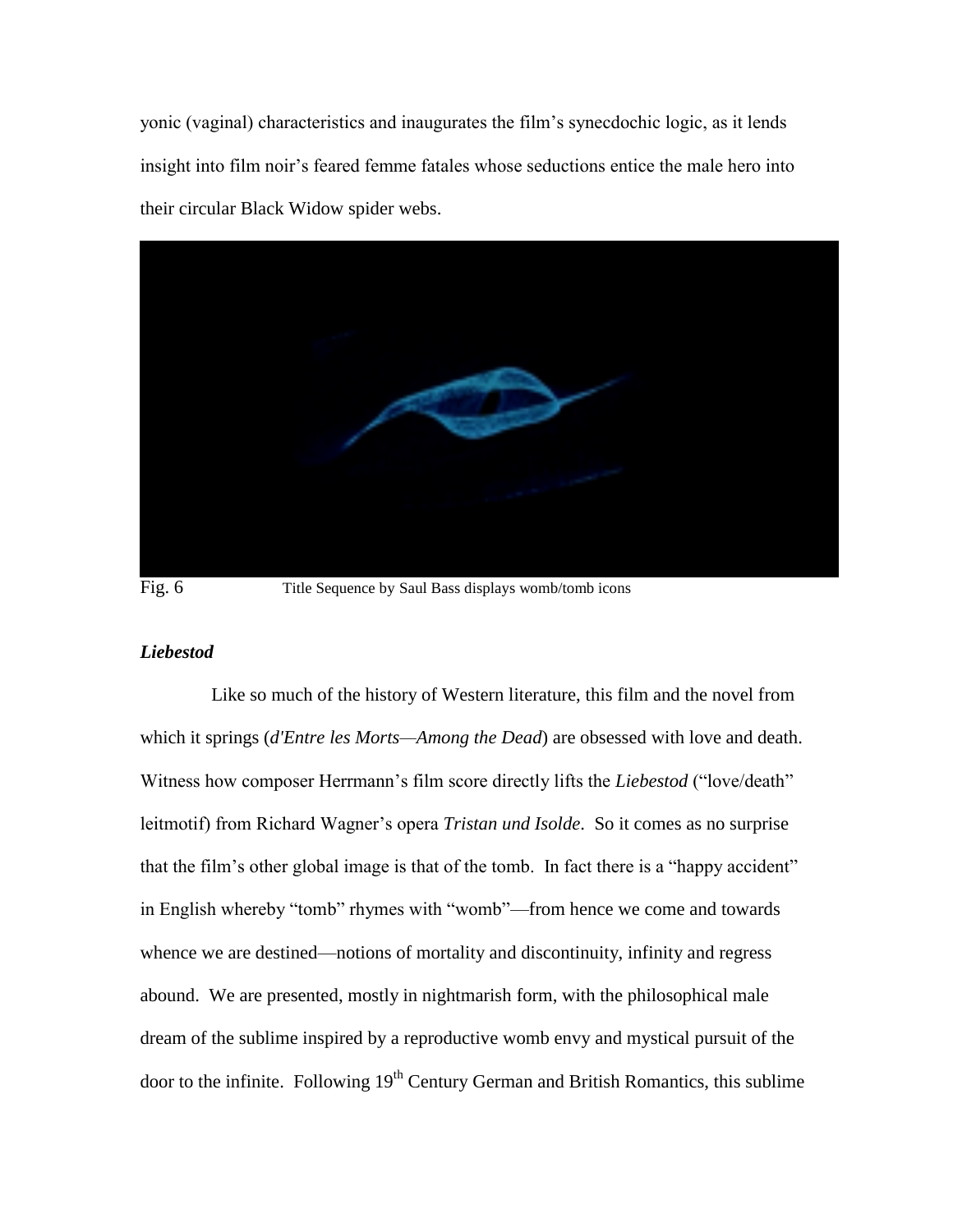yonic (vaginal) characteristics and inaugurates the film's synecdochic logic, as it lends insight into film noir's feared femme fatales whose seductions entice the male hero into their circular Black Widow spider webs.

Fig. 6 Title Sequence by Saul Bass displays womb/tomb icons

### *Liebestod*

Like so much of the history of Western literature, this film and the novel from which it springs (*d'Entre les Morts—Among the Dead*) are obsessed with love and death. Witness how composer Herrmann's film score directly lifts the *Liebestod* ("love/death" leitmotif) from Richard Wagner's opera *Tristan und Isolde*. So it comes as no surprise that the film's other global image is that of the tomb. In fact there is a "happy accident" in English whereby "tomb" rhymes with "womb"—from hence we come and towards whence we are destined—notions of mortality and discontinuity, infinity and regress abound. We are presented, mostly in nightmarish form, with the philosophical male dream of the sublime inspired by a reproductive womb envy and mystical pursuit of the door to the infinite. Following 19th Century German and British Romantics, this sublime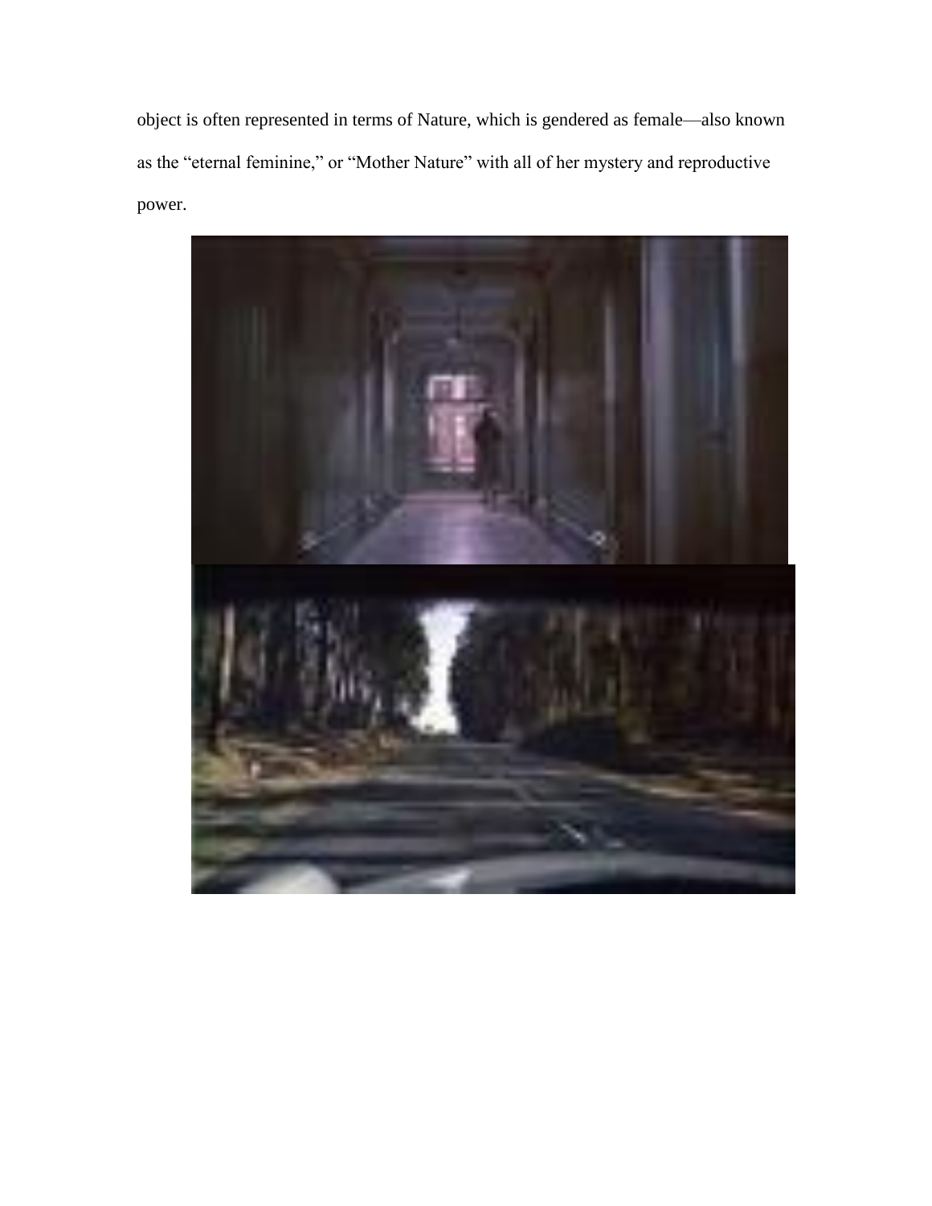object is often represented in terms of Nature, which is gendered as female—also known as the “eternal feminine,” or “Mother Nature” with all of her mystery and reproductive power.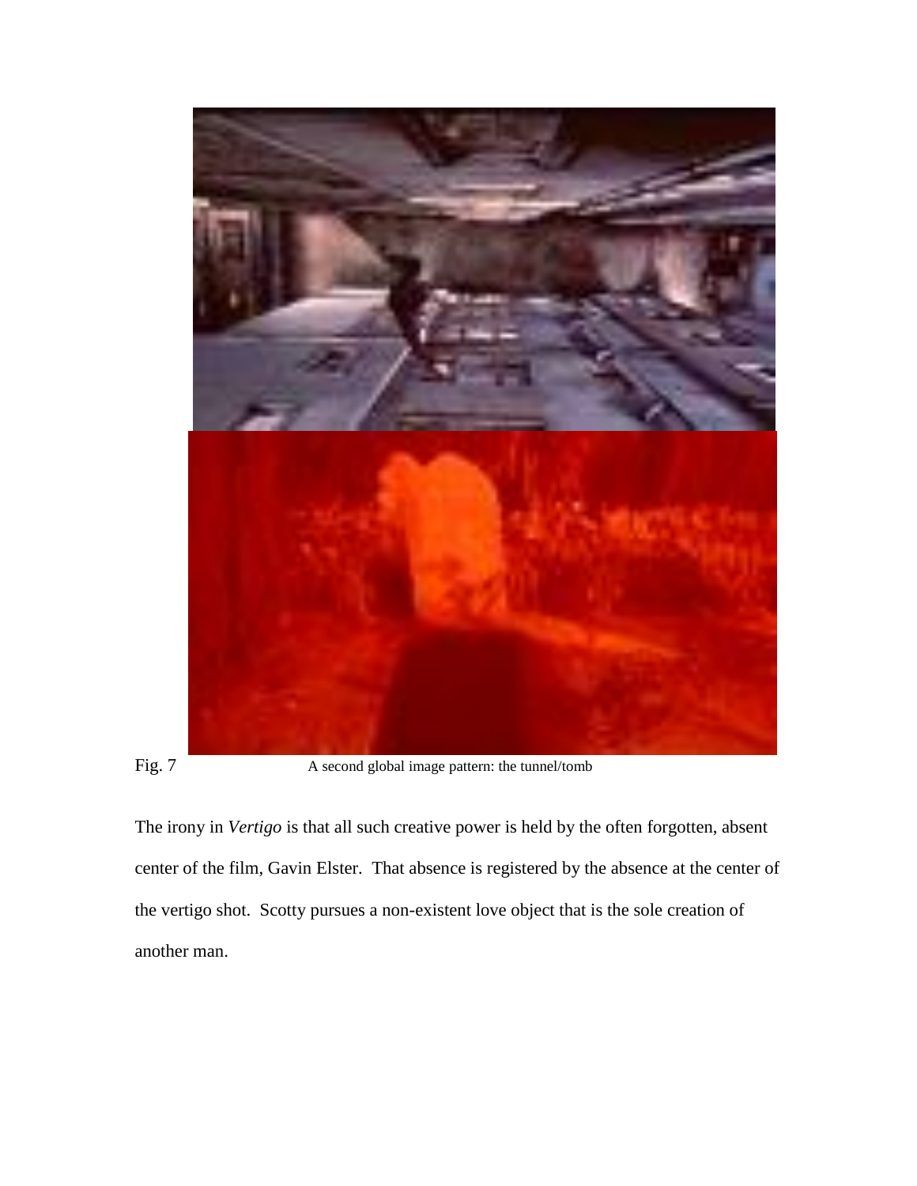Fig. 7 A second global image pattern: the tunnel/tomb

The irony in *Vertigo* is that all such creative power is held by the often forgotten, absent center of the film, Gavin Elster. That absence is registered by the absence at the center of the vertigo shot. Scotty pursues a non-existent love object that is the sole creation of another man.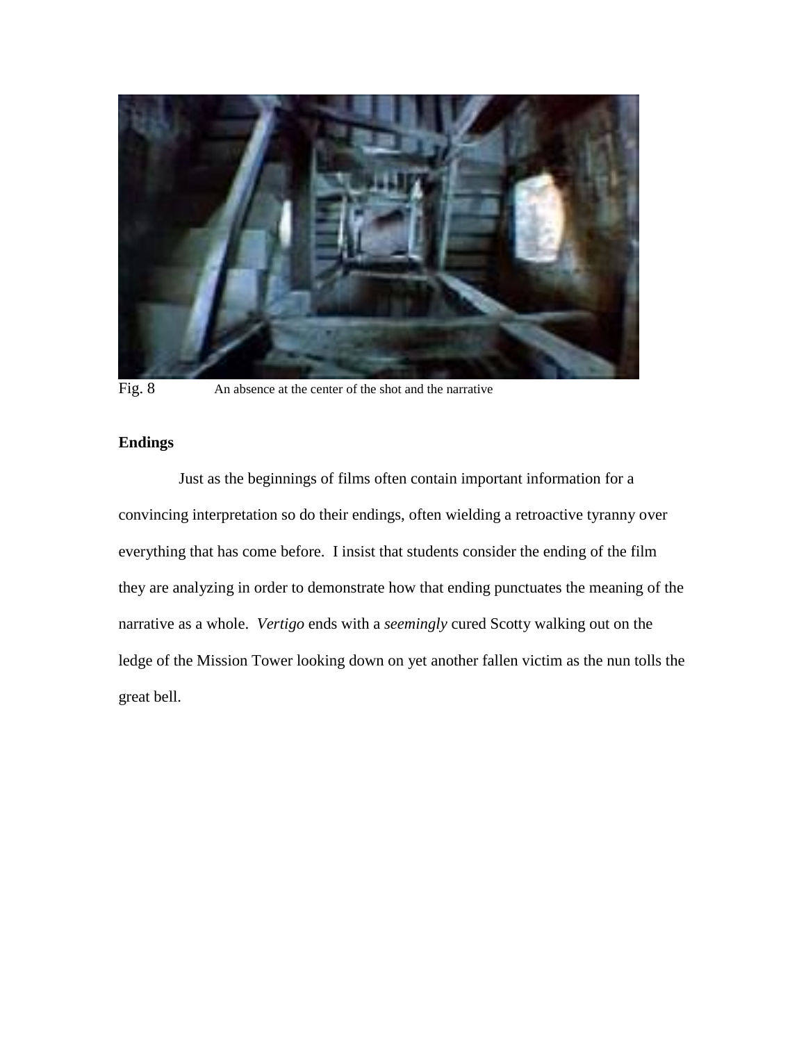Fig. 8 An absence at the center of the shot and the narrative

**Endings**

Just as the beginnings of films often contain important information for a convincing interpretation so do their endings, often wielding a retroactive tyranny over everything that has come before. I insist that students consider the ending of the film they are analyzing in order to demonstrate how that ending punctuates the meaning of the narrative as a whole. *Vertigo* ends with a *seemingly* cured Scotty walking out on the ledge of the Mission Tower looking down on yet another fallen victim as the nun tolls the great bell.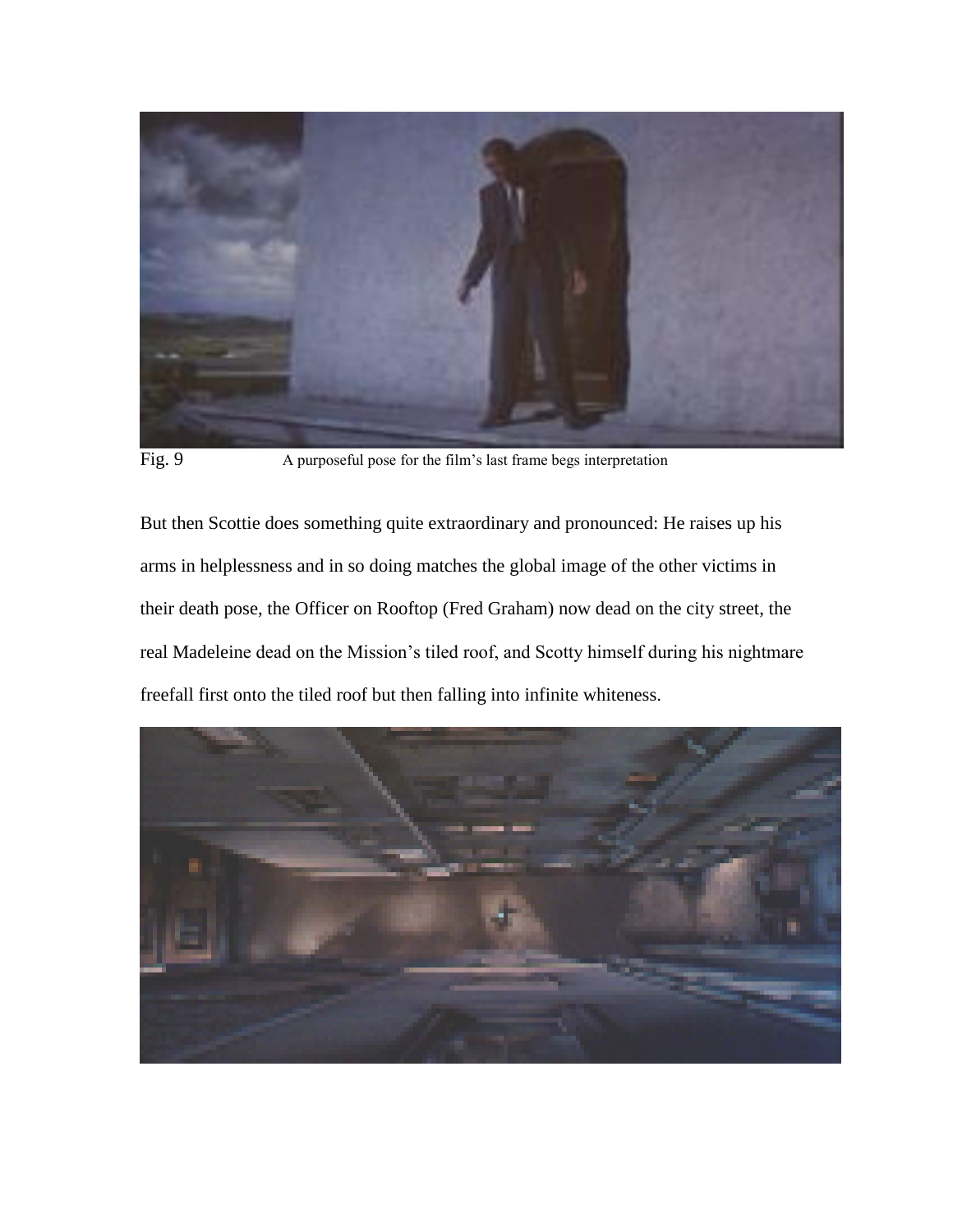Fig. 9 A purposeful pose for the film's last frame begs interpretation

But then Scottie does something quite extraordinary and pronounced: He raises up his arms in helplessness and in so doing matches the global image of the other victims in their death pose, the Officer on Rooftop (Fred Graham) now dead on the city street, the real Madeleine dead on the Mission's tiled roof, and Scotty himself during his nightmare freefall first onto the tiled roof but then falling into infinite whiteness.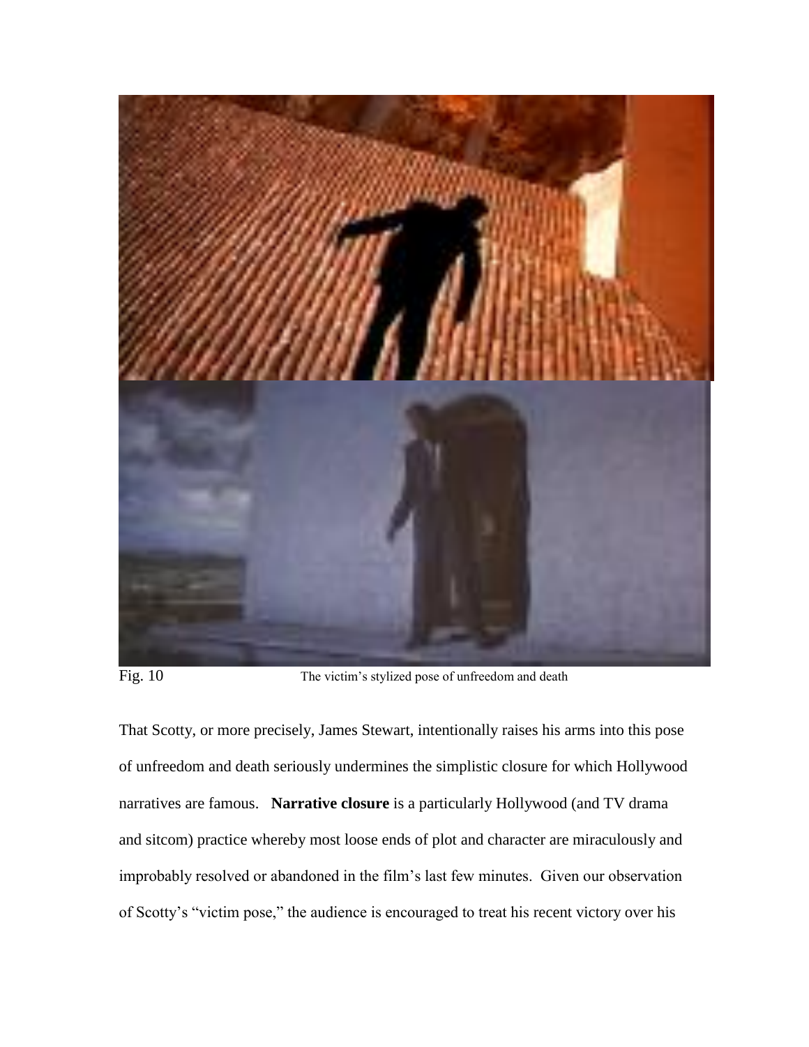Fig. 10 The victim's stylized pose of unfreedom and death

That Scotty, or more precisely, James Stewart, intentionally raises his arms into this pose of unfreedom and death seriously undermines the simplistic closure for which Hollywood narratives are famous. **Narrative closure** is a particularly Hollywood (and TV drama and sitcom) practice whereby most loose ends of plot and character are miraculously and improbably resolved or abandoned in the film's last few minutes. Given our observation of Scotty's "victim pose," the audience is encouraged to treat his recent victory over his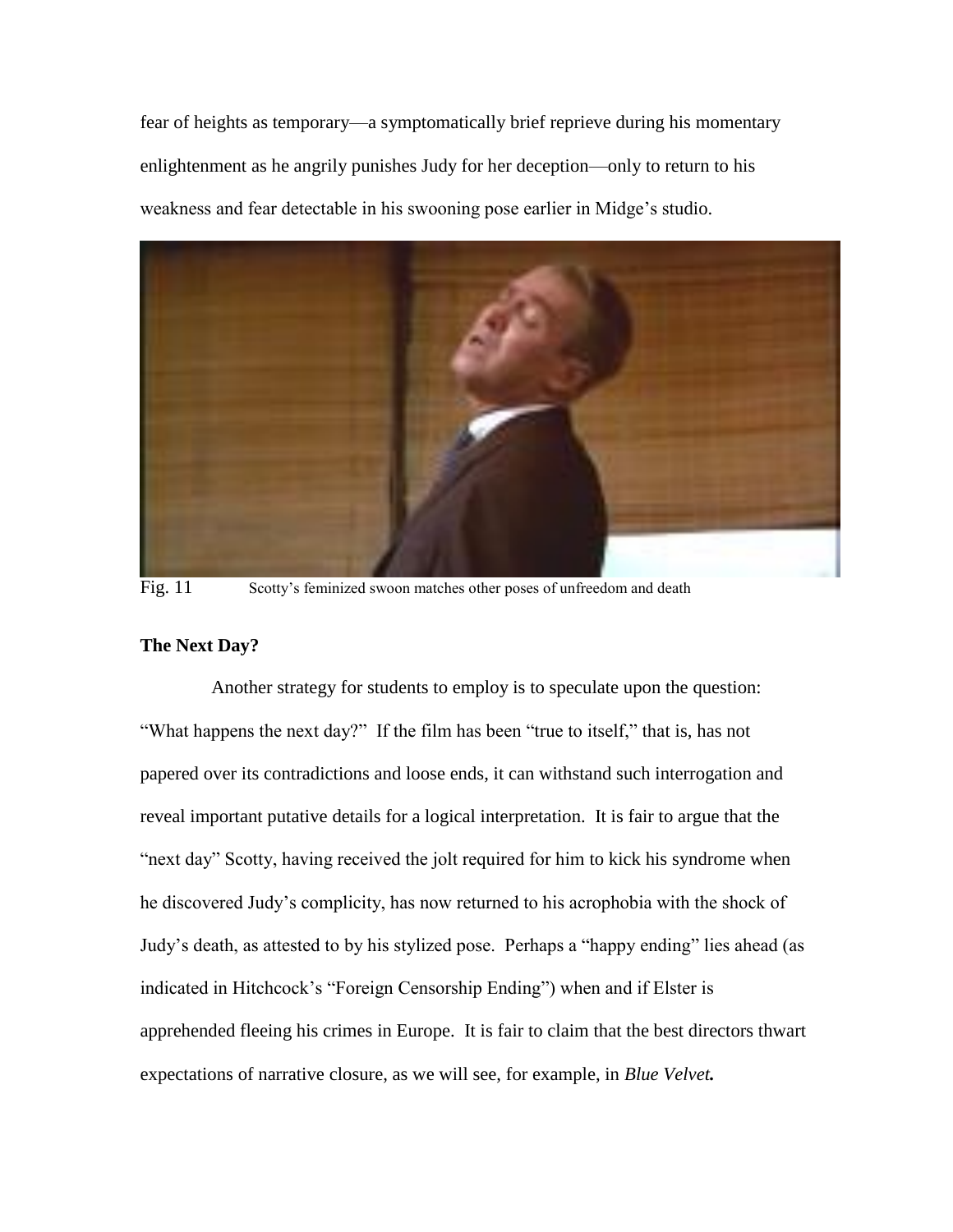fear of heights as temporary—a symptomatically brief reprieve during his momentary enlightenment as he angrily punishes Judy for her deception—only to return to his weakness and fear detectable in his swooning pose earlier in Midge's studio.

Fig. 11 Scotty's feminized swoon matches other poses of unfreedom and death

**The Next Day?**

Another strategy for students to employ is to speculate upon the question: "What happens the next day?" If the film has been "true to itself," that is, has not papered over its contradictions and loose ends, it can withstand such interrogation and reveal important putative details for a logical interpretation. It is fair to argue that the "next day" Scotty, having received the jolt required for him to kick his syndrome when he discovered Judy's complicity, has now returned to his acrophobia with the shock of Judy's death, as attested to by his stylized pose. Perhaps a "happy ending" lies ahead (as indicated in Hitchcock's "Foreign Censorship Ending") when and if Elster is apprehended fleeing his crimes in Europe. It is fair to claim that the best directors thwart expectations of narrative closure, as we will see, for example, in *Blue Velvet.*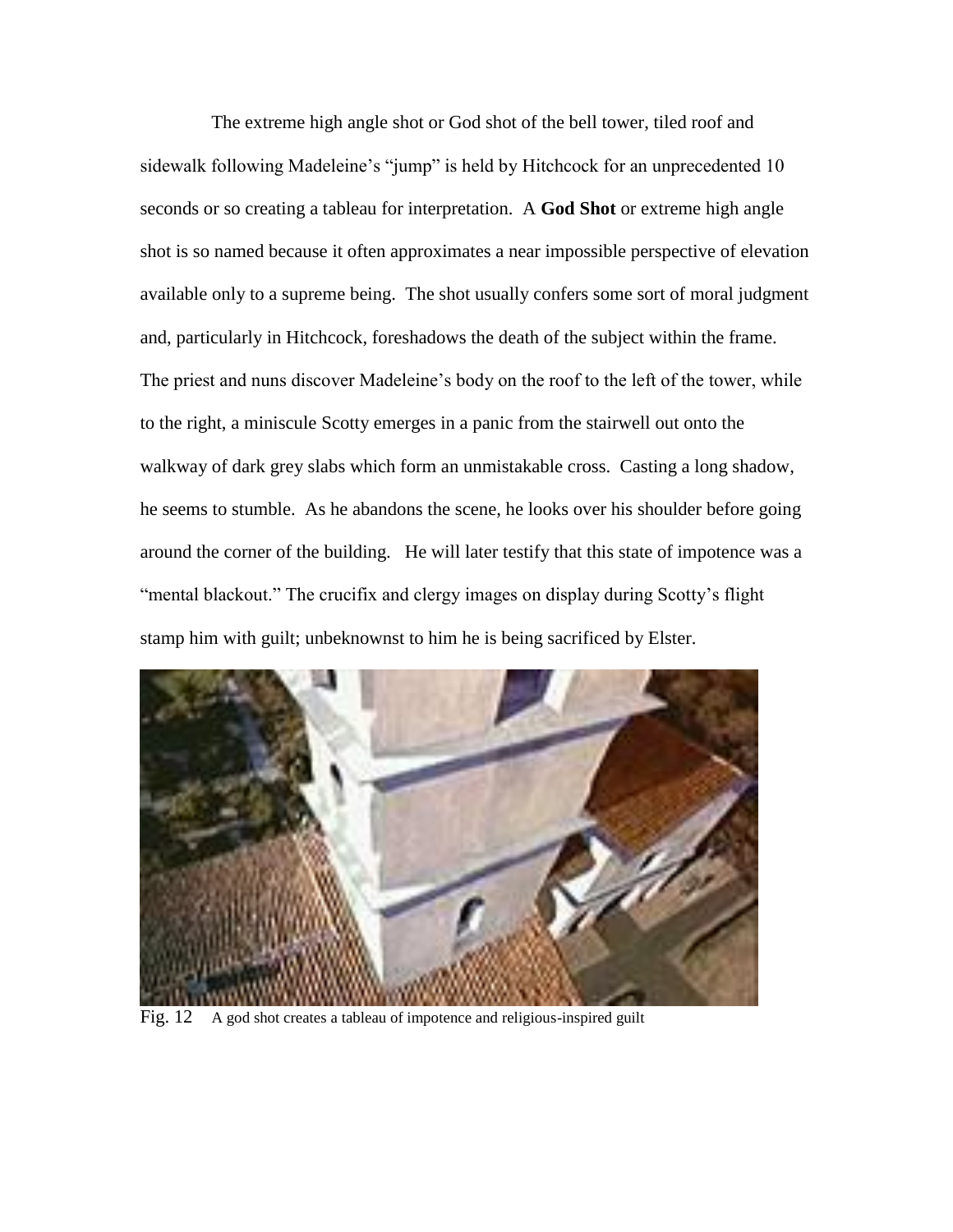The extreme high angle shot or God shot of the bell tower, tiled roof and sidewalk following Madeleine's "jump" is held by Hitchcock for an unprecedented 10 seconds or so creating a tableau for interpretation. A **God Shot** or extreme high angle shot is so named because it often approximates a near impossible perspective of elevation available only to a supreme being. The shot usually confers some sort of moral judgment and, particularly in Hitchcock, foreshadows the death of the subject within the frame. The priest and nuns discover Madeleine's body on the roof to the left of the tower, while to the right, a miniscule Scotty emerges in a panic from the stairwell out onto the walkway of dark grey slabs which form an unmistakable cross. Casting a long shadow, he seems to stumble. As he abandons the scene, he looks over his shoulder before going around the corner of the building. He will later testify that this state of impotence was a "mental blackout." The crucifix and clergy images on display during Scotty's flight stamp him with guilt; unbeknownst to him he is being sacrificed by Elster.

Fig. 12 A god shot creates a tableau of impotence and religious-inspired guilt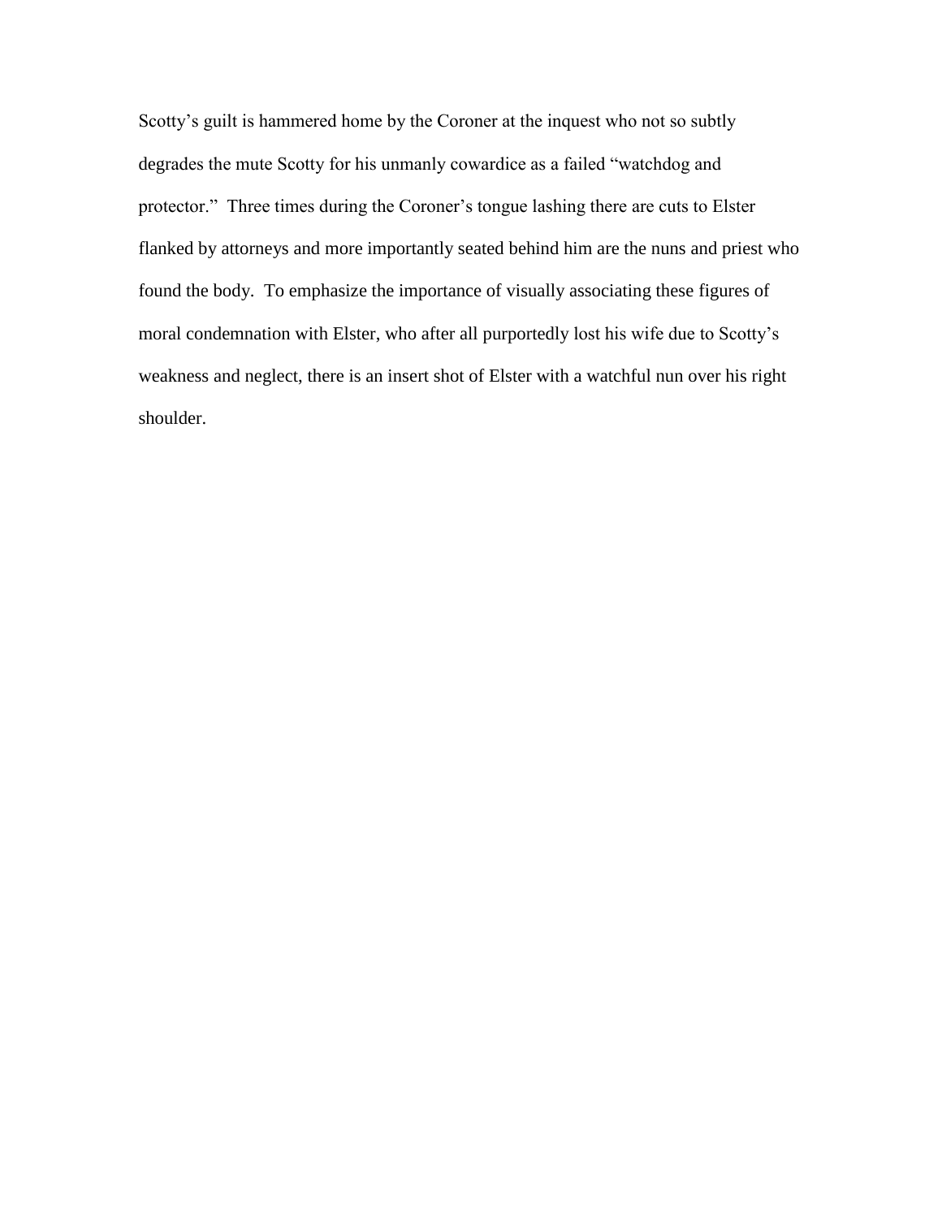Scotty’s guilt is hammered home by the Coroner at the inquest who not so subtly degrades the mute Scotty for his unmanly cowardice as a failed “watchdog and protector.” Three times during the Coroner’s tongue lashing there are cuts to Elster flanked by attorneys and more importantly seated behind him are the nuns and priest who found the body. To emphasize the importance of visually associating these figures of moral condemnation with Elster, who after all purportedly lost his wife due to Scotty’s weakness and neglect, there is an insert shot of Elster with a watchful nun over his right shoulder.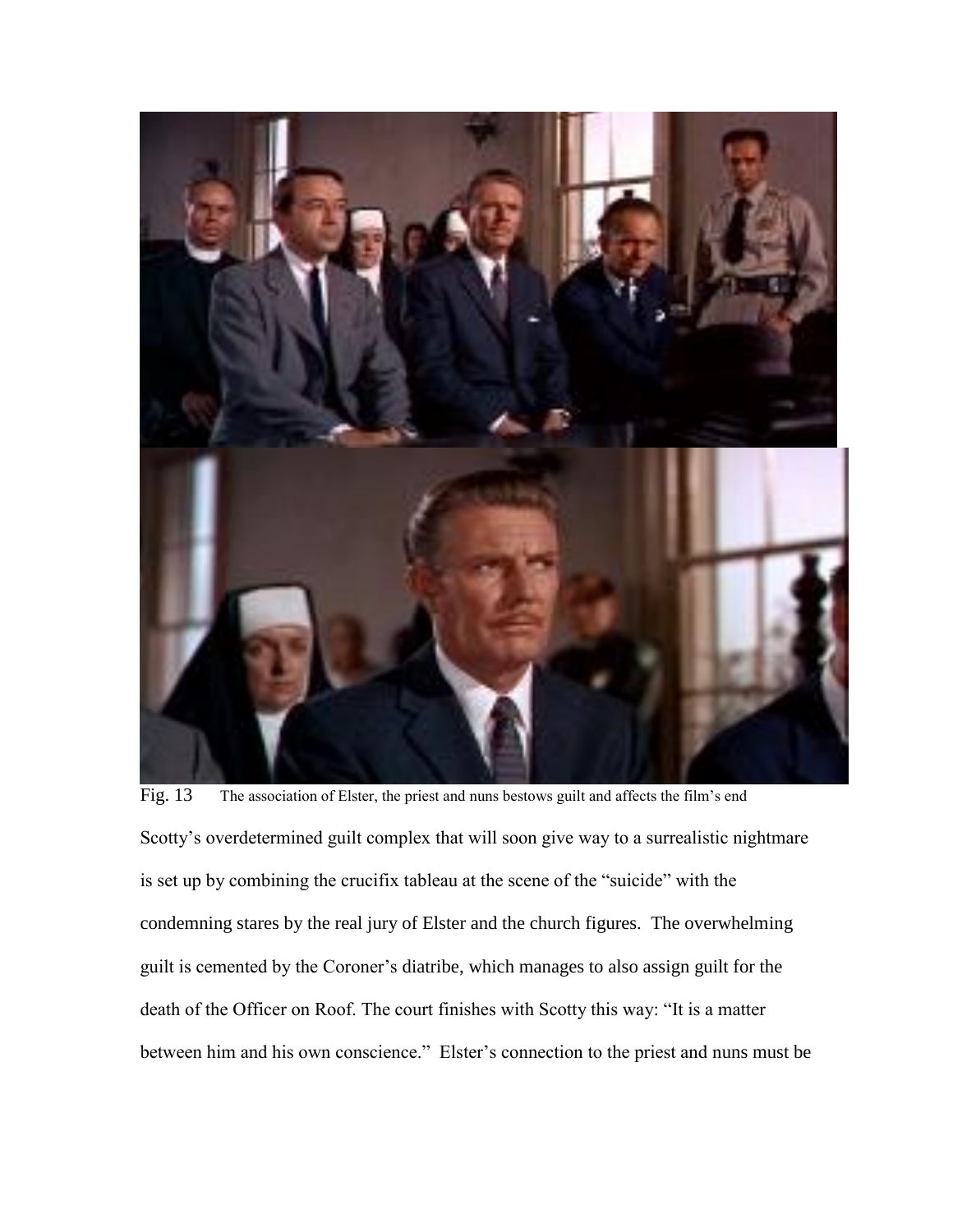Fig. 13 The association of Elster, the priest and nuns bestows guilt and affects the film's end

Scotty's overdetermined guilt complex that will soon give way to a surrealistic nightmare is set up by combining the crucifix tableau at the scene of the "suicide" with the condemning stares by the real jury of Elster and the church figures. The overwhelming guilt is cemented by the Coroner's diatribe, which manages to also assign guilt for the death of the Officer on Roof. The court finishes with Scotty this way: "It is a matter between him and his own conscience." Elster's connection to the priest and nuns must be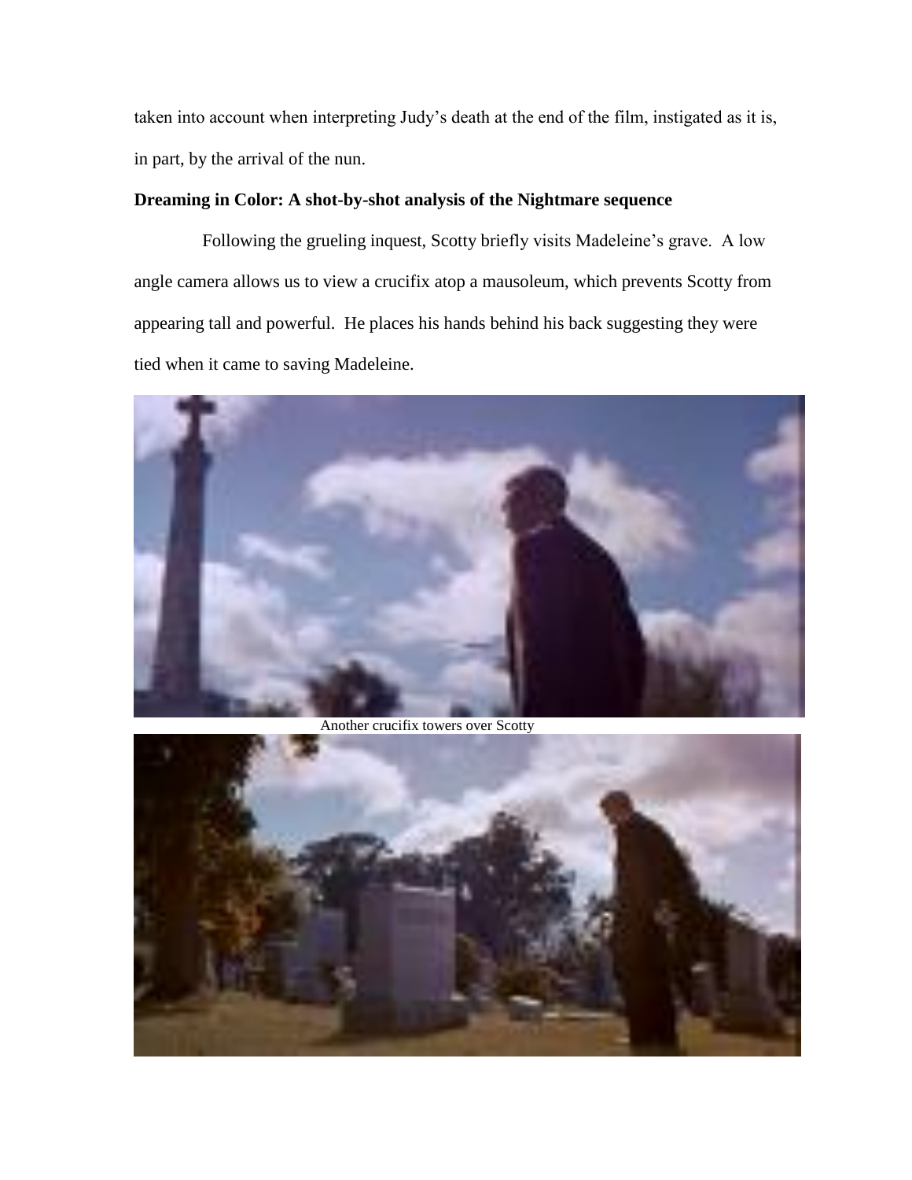taken into account when interpreting Judy's death at the end of the film, instigated as it is, in part, by the arrival of the nun.

**Dreaming in Color: A shot-by-shot analysis of the Nightmare sequence**

Following the grueling inquest, Scotty briefly visits Madeleine's grave. A low angle camera allows us to view a crucifix atop a mausoleum, which prevents Scotty from appearing tall and powerful. He places his hands behind his back suggesting they were tied when it came to saving Madeleine.

Another crucifix towers over Scotty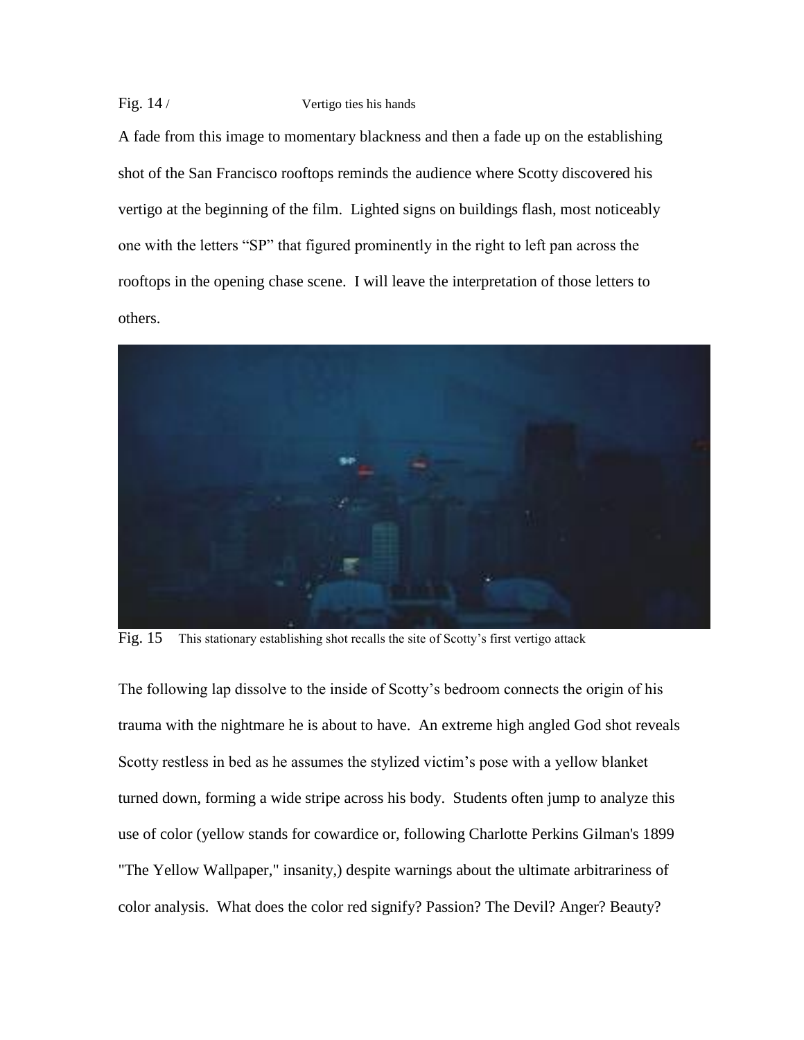Fig. 14 / Vertigo ties his hands

A fade from this image to momentary blackness and then a fade up on the establishing shot of the San Francisco rooftops reminds the audience where Scotty discovered his vertigo at the beginning of the film. Lighted signs on buildings flash, most noticeably one with the letters "SP" that figured prominently in the right to left pan across the rooftops in the opening chase scene. I will leave the interpretation of those letters to others.

Fig. 15 This stationary establishing shot recalls the site of Scotty's first vertigo attack

The following lap dissolve to the inside of Scotty's bedroom connects the origin of his trauma with the nightmare he is about to have. An extreme high angled God shot reveals Scotty restless in bed as he assumes the stylized victim's pose with a yellow blanket turned down, forming a wide stripe across his body. Students often jump to analyze this use of color (yellow stands for cowardice or, following Charlotte Perkins Gilman's 1899 "The Yellow Wallpaper," insanity,) despite warnings about the ultimate arbitrariness of color analysis. What does the color red signify? Passion? The Devil? Anger? Beauty?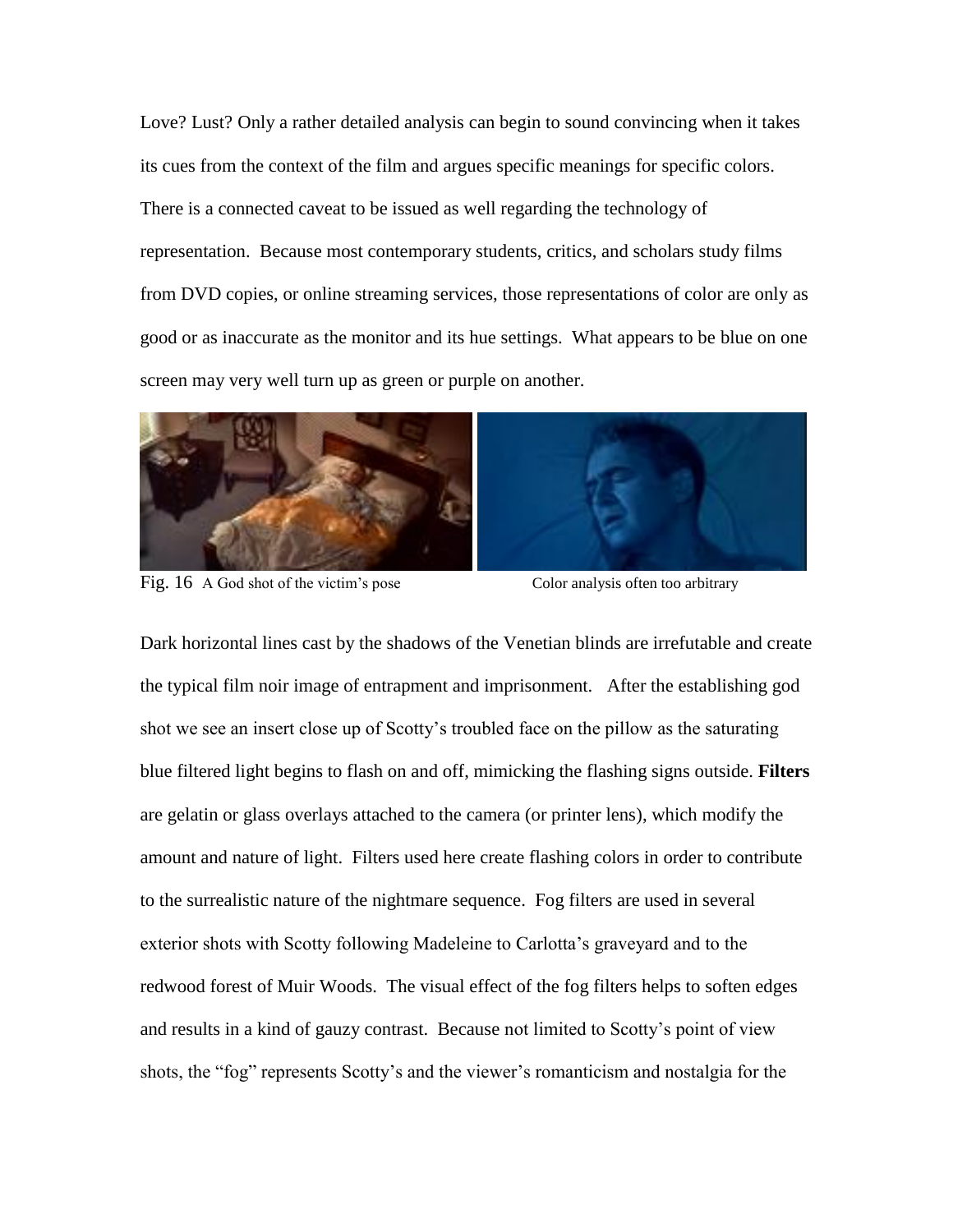Love? Lust? Only a rather detailed analysis can begin to sound convincing when it takes its cues from the context of the film and argues specific meanings for specific colors. There is a connected caveat to be issued as well regarding the technology of representation. Because most contemporary students, critics, and scholars study films from DVD copies, or online streaming services, those representations of color are only as good or as inaccurate as the monitor and its hue settings. What appears to be blue on one screen may very well turn up as green or purple on another.

Fig. 16 A God shot of the victim's pose Color analysis often too arbitrary

Dark horizontal lines cast by the shadows of the Venetian blinds are irrefutable and create the typical film noir image of entrapment and imprisonment. After the establishing god shot we see an insert close up of Scotty's troubled face on the pillow as the saturating blue filtered light begins to flash on and off, mimicking the flashing signs outside. **Filters** are gelatin or glass overlays attached to the camera (or printer lens), which modify the amount and nature of light. Filters used here create flashing colors in order to contribute to the surrealistic nature of the nightmare sequence. Fog filters are used in several exterior shots with Scotty following Madeleine to Carlotta's graveyard and to the redwood forest of Muir Woods. The visual effect of the fog filters helps to soften edges and results in a kind of gauzy contrast. Because not limited to Scotty's point of view shots, the "fog" represents Scotty's and the viewer's romanticism and nostalgia for the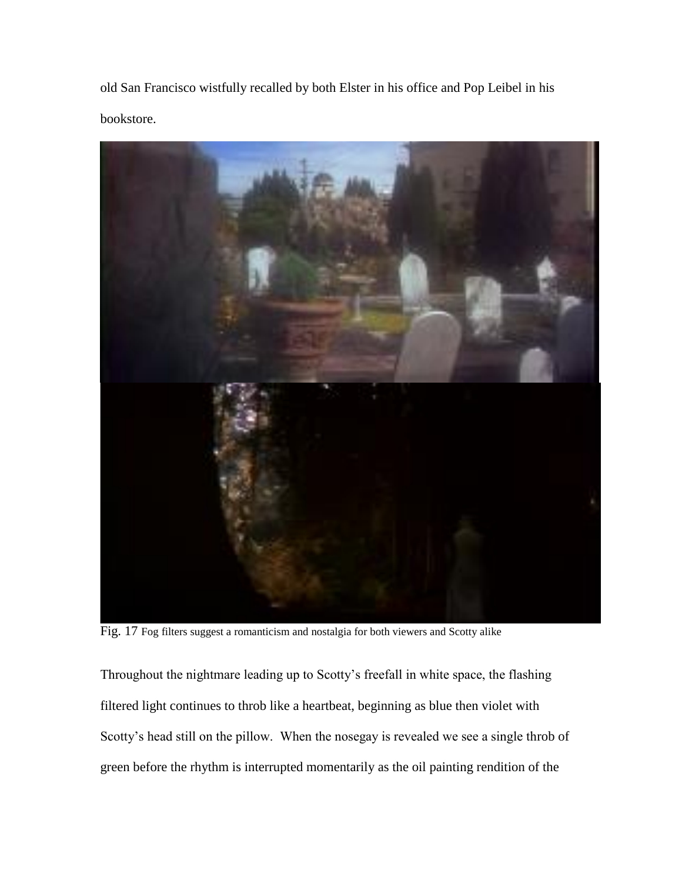old San Francisco wistfully recalled by both Elster in his office and Pop Leibel in his bookstore.

Fig. 17 Fog filters suggest a romanticism and nostalgia for both viewers and Scotty alike

Throughout the nightmare leading up to Scotty's freefall in white space, the flashing filtered light continues to throb like a heartbeat, beginning as blue then violet with Scotty's head still on the pillow. When the nosegay is revealed we see a single throb of green before the rhythm is interrupted momentarily as the oil painting rendition of the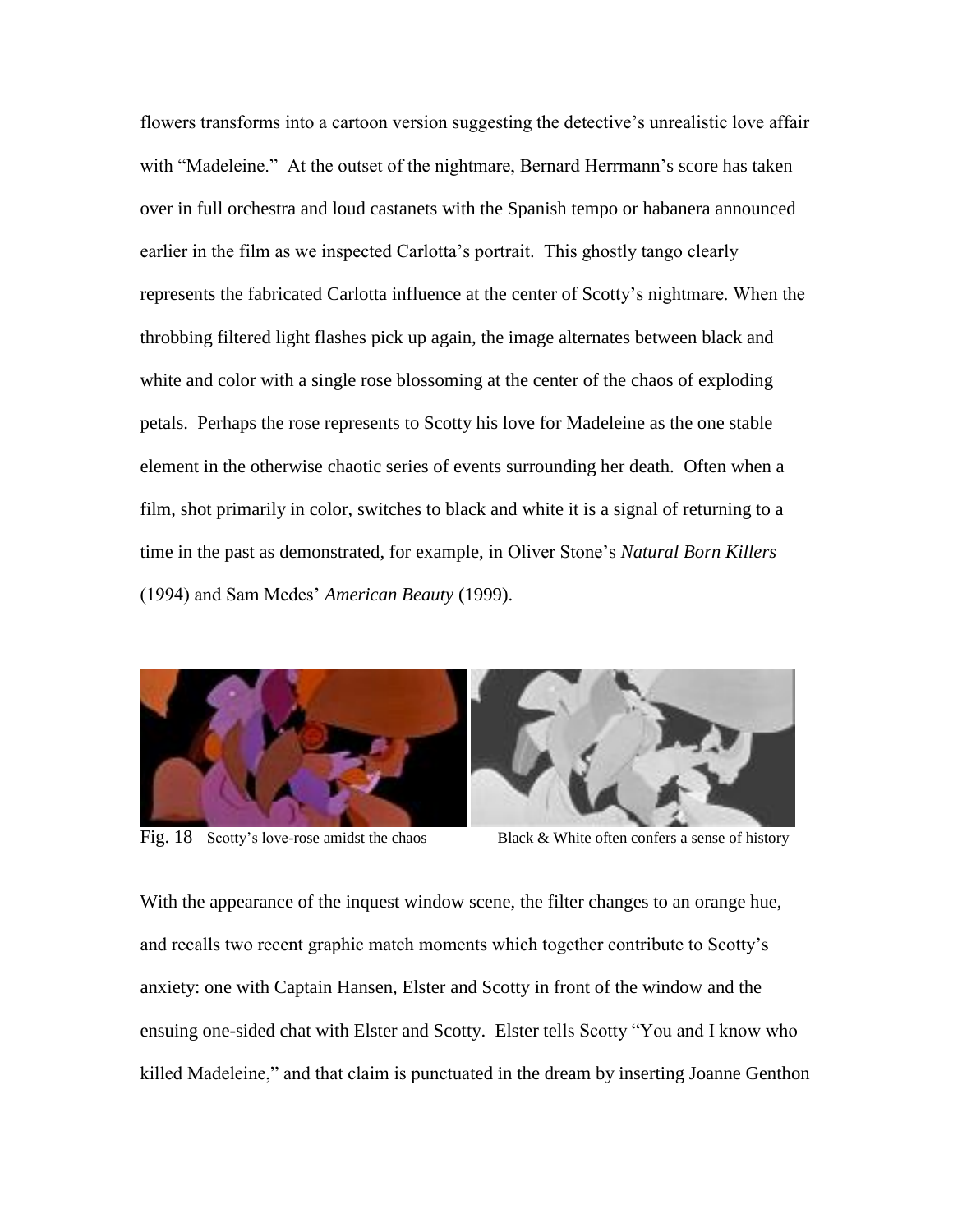flowers transforms into a cartoon version suggesting the detective's unrealistic love affair with "Madeleine." At the outset of the nightmare, Bernard Herrmann's score has taken over in full orchestra and loud castanets with the Spanish tempo or habanera announced earlier in the film as we inspected Carlotta's portrait. This ghostly tango clearly represents the fabricated Carlotta influence at the center of Scotty's nightmare. When the throbbing filtered light flashes pick up again, the image alternates between black and white and color with a single rose blossoming at the center of the chaos of exploding petals. Perhaps the rose represents to Scotty his love for Madeleine as the one stable element in the otherwise chaotic series of events surrounding her death. Often when a film, shot primarily in color, switches to black and white it is a signal of returning to a time in the past as demonstrated, for example, in Oliver Stone's *Natural Born Killers* (1994) and Sam Medes' *American Beauty* (1999).

Fig. 18 Scotty's love-rose amidst the chaos Black & White often confers a sense of history

With the appearance of the inquest window scene, the filter changes to an orange hue, and recalls two recent graphic match moments which together contribute to Scotty's anxiety: one with Captain Hansen, Elster and Scotty in front of the window and the ensuing one-sided chat with Elster and Scotty. Elster tells Scotty "You and I know who killed Madeleine," and that claim is punctuated in the dream by inserting Joanne Genthon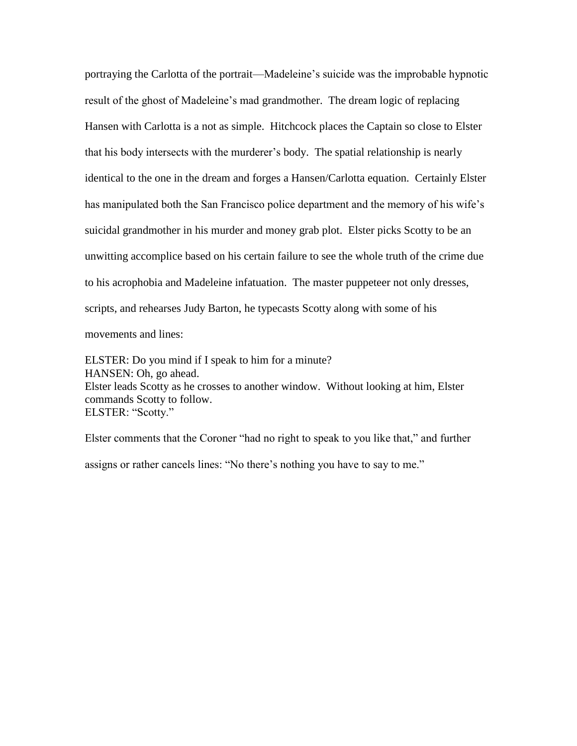portraying the Carlotta of the portrait—Madeleine's suicide was the improbable hypnotic result of the ghost of Madeleine's mad grandmother. The dream logic of replacing Hansen with Carlotta is a not as simple. Hitchcock places the Captain so close to Elster that his body intersects with the murderer's body. The spatial relationship is nearly identical to the one in the dream and forges a Hansen/Carlotta equation. Certainly Elster has manipulated both the San Francisco police department and the memory of his wife's suicidal grandmother in his murder and money grab plot. Elster picks Scotty to be an unwitting accomplice based on his certain failure to see the whole truth of the crime due to his acrophobia and Madeleine infatuation. The master puppeteer not only dresses, scripts, and rehearses Judy Barton, he typecasts Scotty along with some of his movements and lines:

ELSTER: Do you mind if I speak to him for a minute?
HANSEN: Oh, go ahead.
Elster leads Scotty as he crosses to another window. Without looking at him, Elster commands Scotty to follow.
ELSTER: "Scotty."

Elster comments that the Coroner "had no right to speak to you like that," and further assigns or rather cancels lines: "No there's nothing you have to say to me."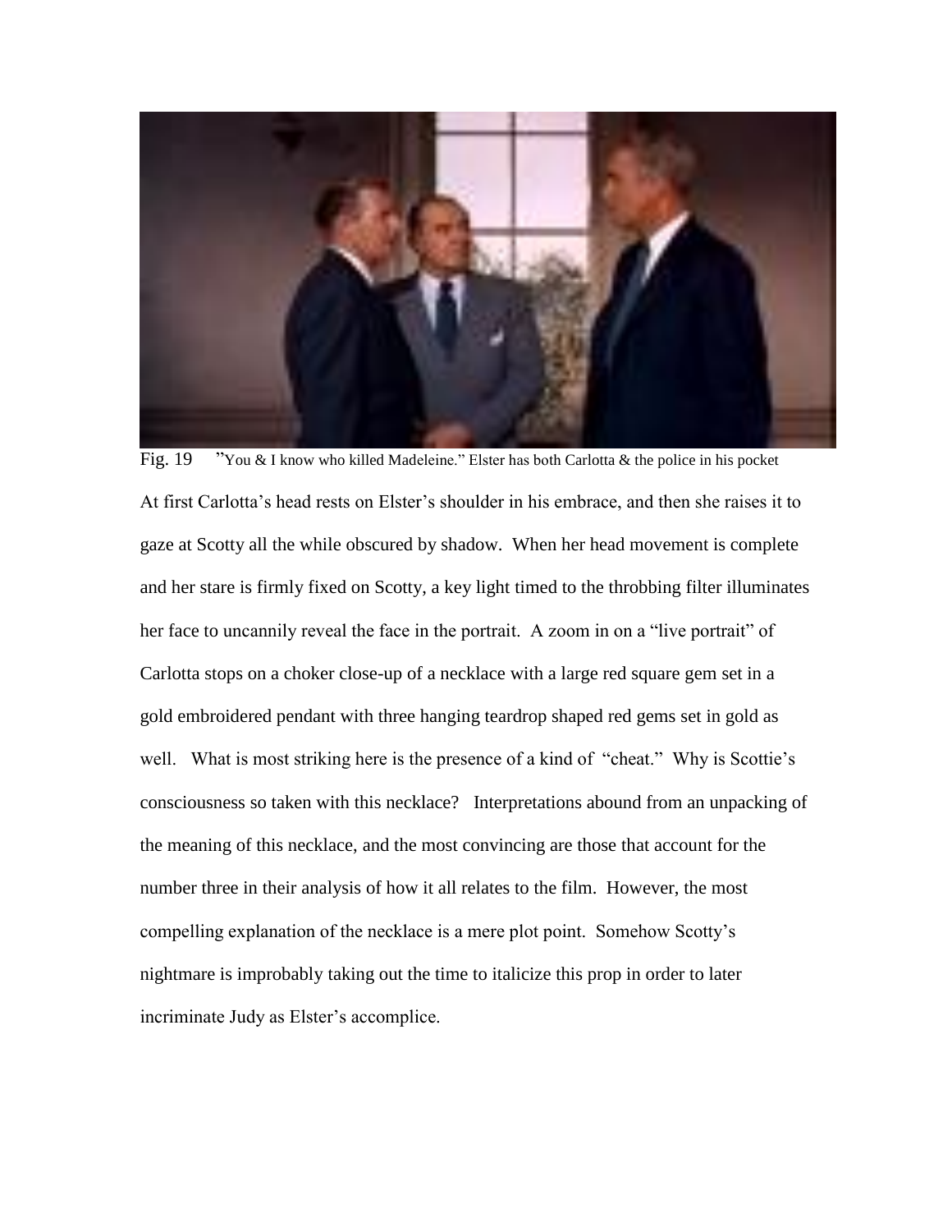Fig. 19 "You & I know who killed Madeleine." Elster has both Carlotta & the police in his pocket

At first Carlotta's head rests on Elster's shoulder in his embrace, and then she raises it to gaze at Scotty all the while obscured by shadow. When her head movement is complete and her stare is firmly fixed on Scotty, a key light timed to the throbbing filter illuminates her face to uncannily reveal the face in the portrait. A zoom in on a "live portrait" of Carlotta stops on a choker close-up of a necklace with a large red square gem set in a gold embroidered pendant with three hanging teardrop shaped red gems set in gold as well. What is most striking here is the presence of a kind of "cheat." Why is Scottie's consciousness so taken with this necklace? Interpretations abound from an unpacking of the meaning of this necklace, and the most convincing are those that account for the number three in their analysis of how it all relates to the film. However, the most compelling explanation of the necklace is a mere plot point. Somehow Scotty's nightmare is improbably taking out the time to italicize this prop in order to later incriminate Judy as Elster's accomplice.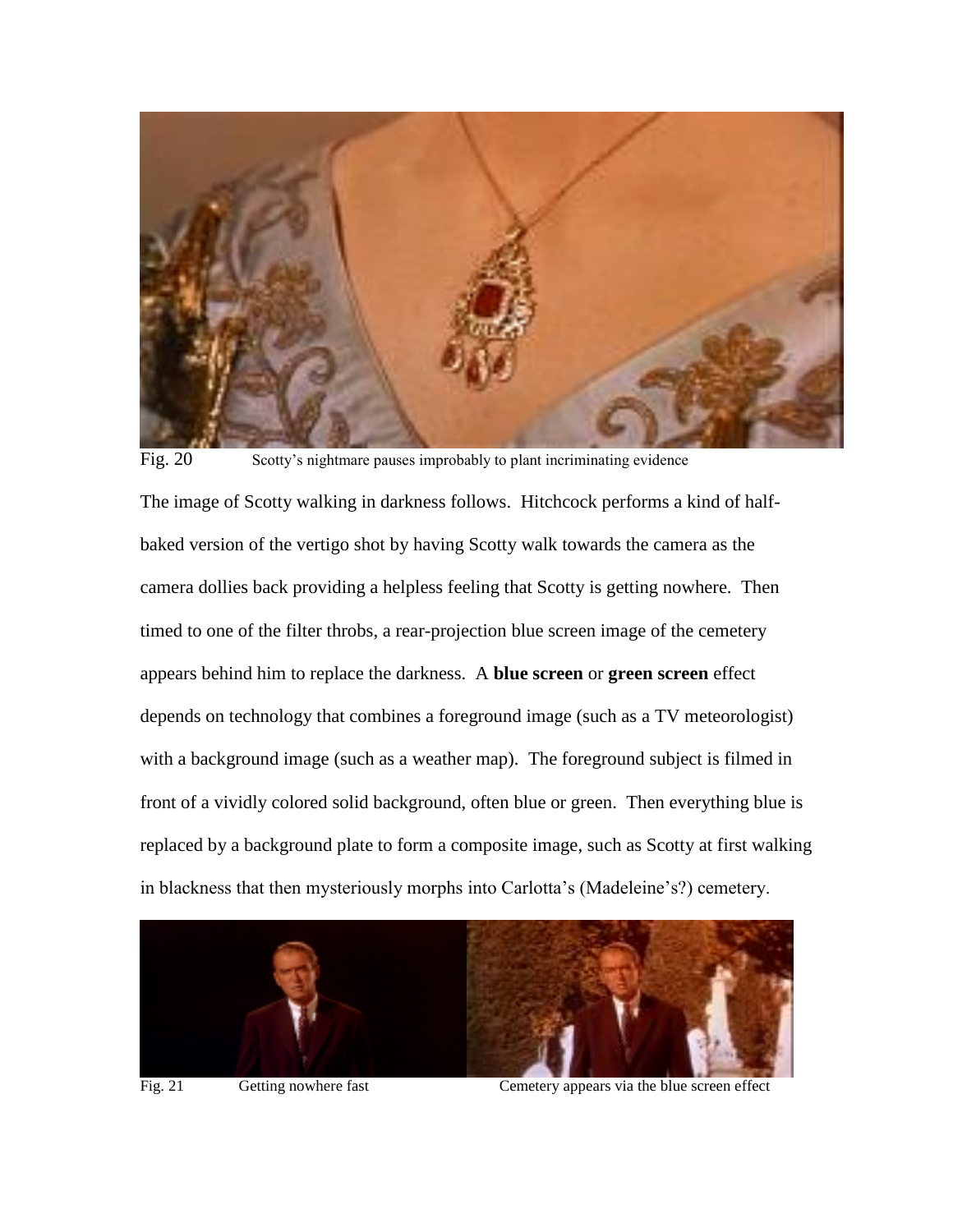Fig. 20 Scotty's nightmare pauses improbably to plant incriminating evidence

The image of Scotty walking in darkness follows. Hitchcock performs a kind of half-baked version of the vertigo shot by having Scotty walk towards the camera as the camera dollies back providing a helpless feeling that Scotty is getting nowhere. Then timed to one of the filter throbs, a rear-projection blue screen image of the cemetery appears behind him to replace the darkness. A **blue screen** or **green screen** effect depends on technology that combines a foreground image (such as a TV meteorologist) with a background image (such as a weather map). The foreground subject is filmed in front of a vividly colored solid background, often blue or green. Then everything blue is replaced by a background plate to form a composite image, such as Scotty at first walking in blackness that then mysteriously morphs into Carlotta's (Madeleine's?) cemetery.

Fig. 21 Getting nowhere fast Cemetery appears via the blue screen effect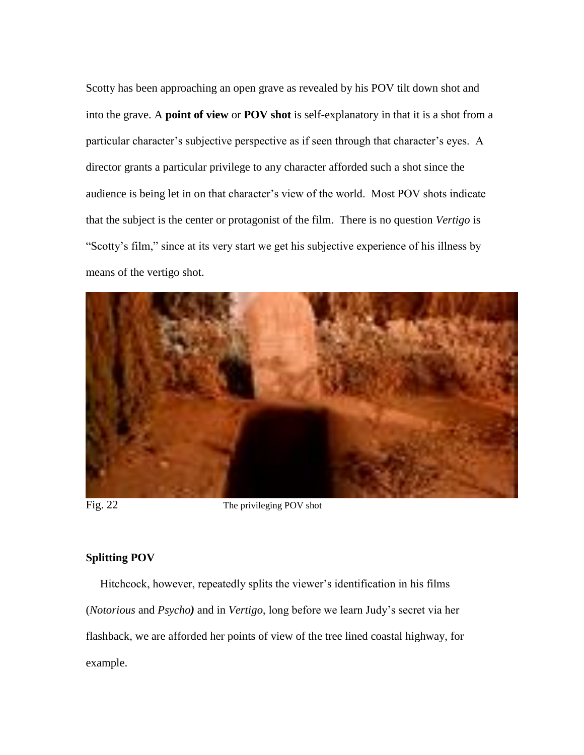Scotty has been approaching an open grave as revealed by his POV tilt down shot and into the grave. A **point of view** or **POV shot** is self-explanatory in that it is a shot from a particular character's subjective perspective as if seen through that character's eyes. A director grants a particular privilege to any character afforded such a shot since the audience is being let in on that character's view of the world. Most POV shots indicate that the subject is the center or protagonist of the film. There is no question *Vertigo* is "Scotty's film," since at its very start we get his subjective experience of his illness by means of the vertigo shot.

Fig. 22 The privileging POV shot

**Splitting POV**

Hitchcock, however, repeatedly splits the viewer's identification in his films (*Notorious* and *Psycho*) and in *Vertigo*, long before we learn Judy's secret via her flashback, we are afforded her points of view of the tree lined coastal highway, for example.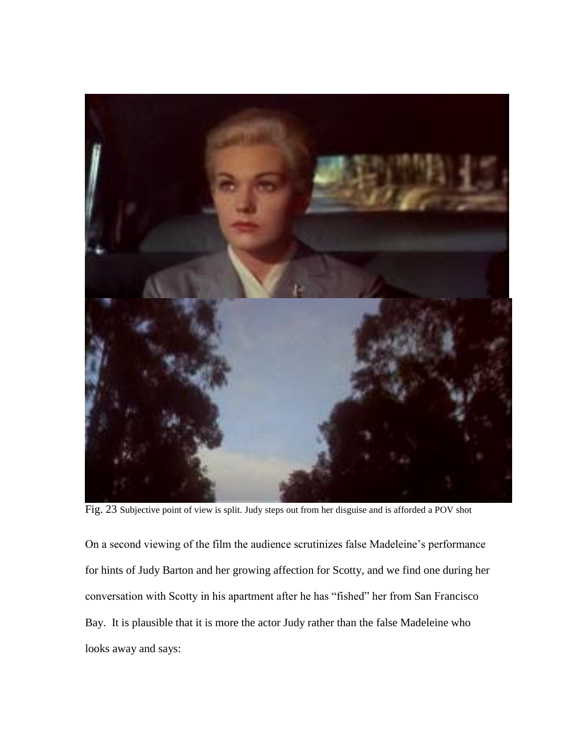Fig. 23 Subjective point of view is split. Judy steps out from her disguise and is afforded a POV shot

On a second viewing of the film the audience scrutinizes false Madeleine's performance for hints of Judy Barton and her growing affection for Scotty, and we find one during her conversation with Scotty in his apartment after he has "fished" her from San Francisco Bay. It is plausible that it is more the actor Judy rather than the false Madeleine who looks away and says: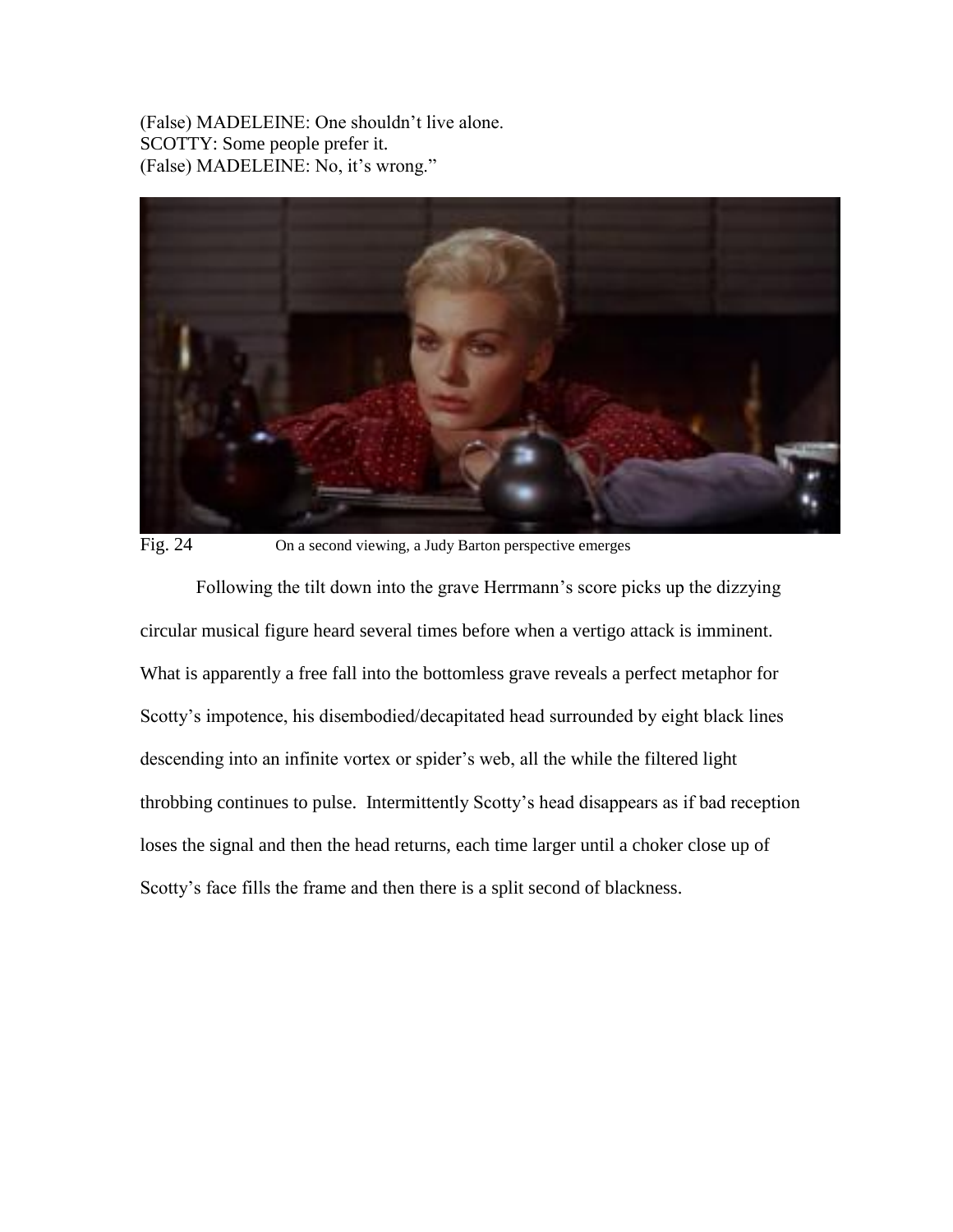(False) MADELEINE: One shouldn't live alone.
SCOTTY: Some people prefer it.
(False) MADELEINE: No, it's wrong."

Fig. 24 On a second viewing, a Judy Barton perspective emerges

Following the tilt down into the grave Herrmann's score picks up the dizzying circular musical figure heard several times before when a vertigo attack is imminent. What is apparently a free fall into the bottomless grave reveals a perfect metaphor for Scotty's impotence, his disembodied/decapitated head surrounded by eight black lines descending into an infinite vortex or spider's web, all the while the filtered light throbbing continues to pulse. Intermittently Scotty's head disappears as if bad reception loses the signal and then the head returns, each time larger until a choker close up of Scotty's face fills the frame and then there is a split second of blackness.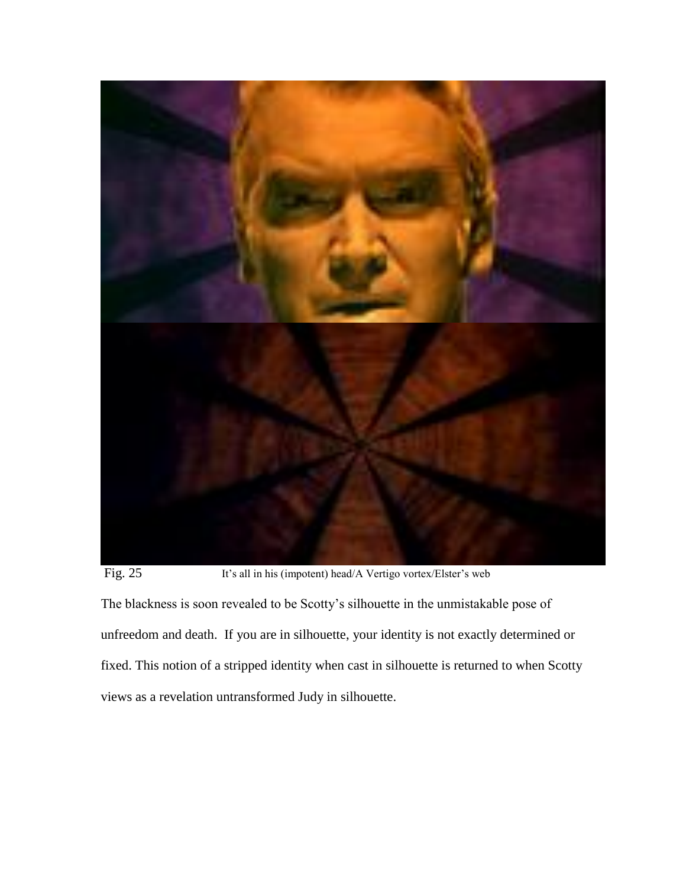Fig. 25 It's all in his (impotent) head/A Vertigo vortex/Elster's web

The blackness is soon revealed to be Scotty's silhouette in the unmistakable pose of unfreedom and death. If you are in silhouette, your identity is not exactly determined or fixed. This notion of a stripped identity when cast in silhouette is returned to when Scotty views as a revelation untransformed Judy in silhouette.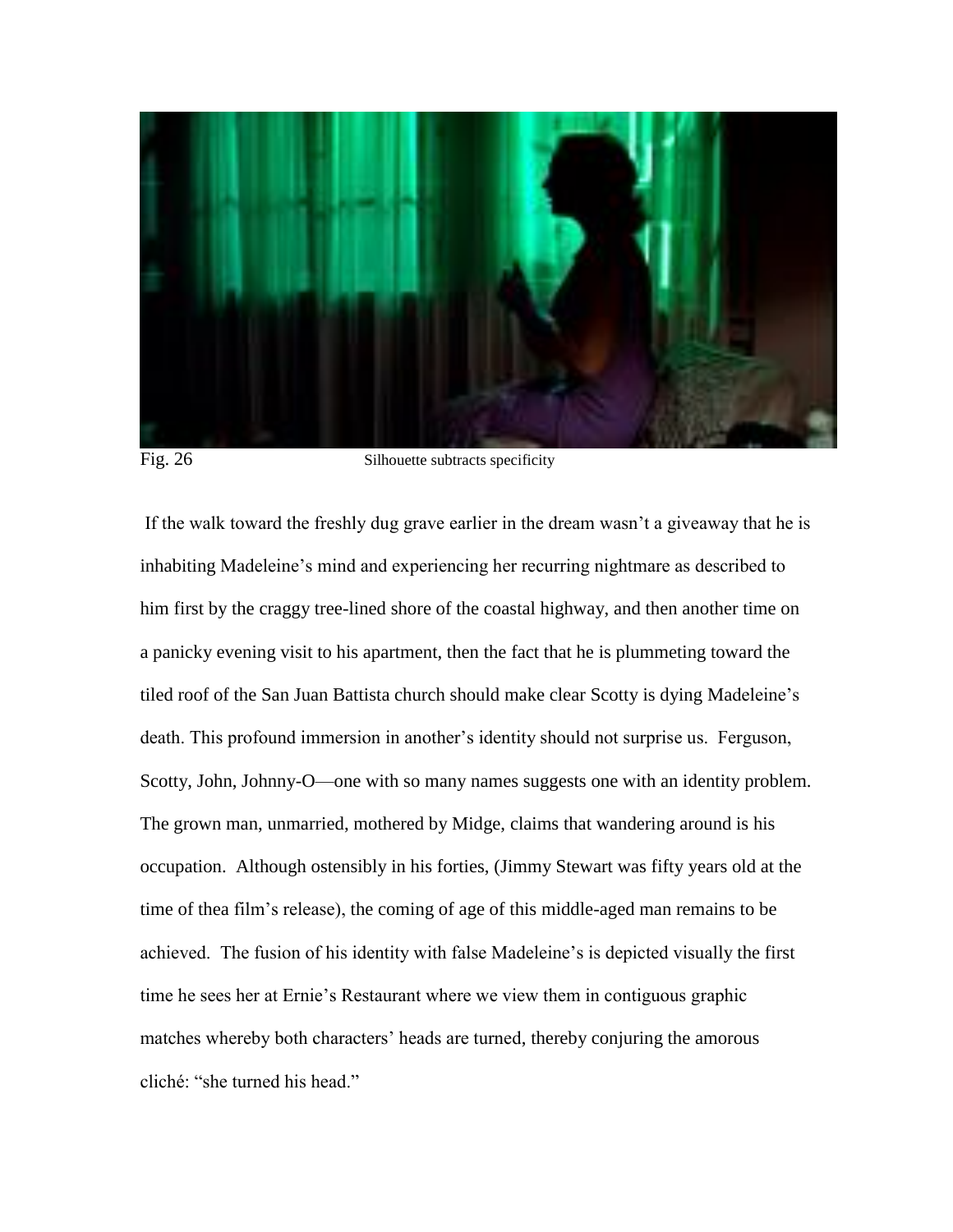Fig. 26 Silhouette subtracts specificity

If the walk toward the freshly dug grave earlier in the dream wasn't a giveaway that he is inhabiting Madeleine's mind and experiencing her recurring nightmare as described to him first by the craggy tree-lined shore of the coastal highway, and then another time on a panicky evening visit to his apartment, then the fact that he is plummeting toward the tiled roof of the San Juan Battista church should make clear Scotty is dying Madeleine's death. This profound immersion in another's identity should not surprise us. Ferguson, Scotty, John, Johnny-O—one with so many names suggests one with an identity problem. The grown man, unmarried, mothered by Midge, claims that wandering around is his occupation. Although ostensibly in his forties, (Jimmy Stewart was fifty years old at the time of thea film's release), the coming of age of this middle-aged man remains to be achieved. The fusion of his identity with false Madeleine's is depicted visually the first time he sees her at Ernie's Restaurant where we view them in contiguous graphic matches whereby both characters' heads are turned, thereby conjuring the amorous cliché: "she turned his head."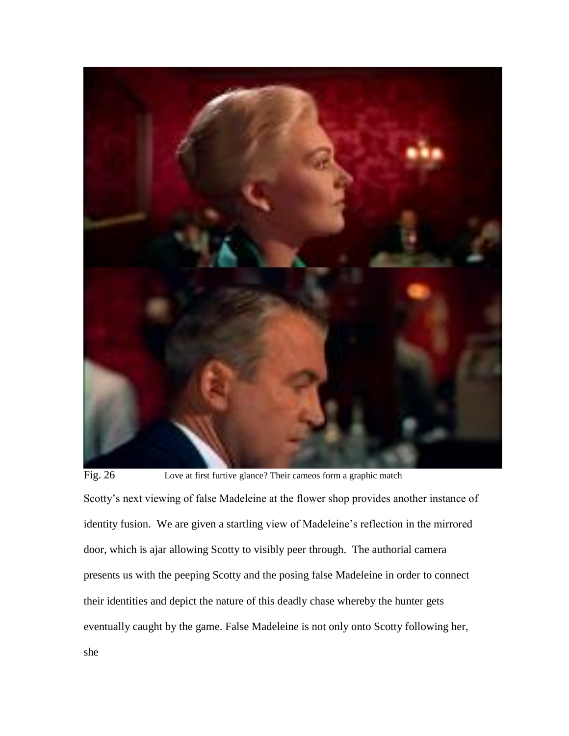Fig. 26 Love at first furtive glance? Their cameos form a graphic match

Scotty's next viewing of false Madeleine at the flower shop provides another instance of identity fusion. We are given a startling view of Madeleine's reflection in the mirrored door, which is ajar allowing Scotty to visibly peer through. The authorial camera presents us with the peeping Scotty and the posing false Madeleine in order to connect their identities and depict the nature of this deadly chase whereby the hunter gets eventually caught by the game. False Madeleine is not only onto Scotty following her, she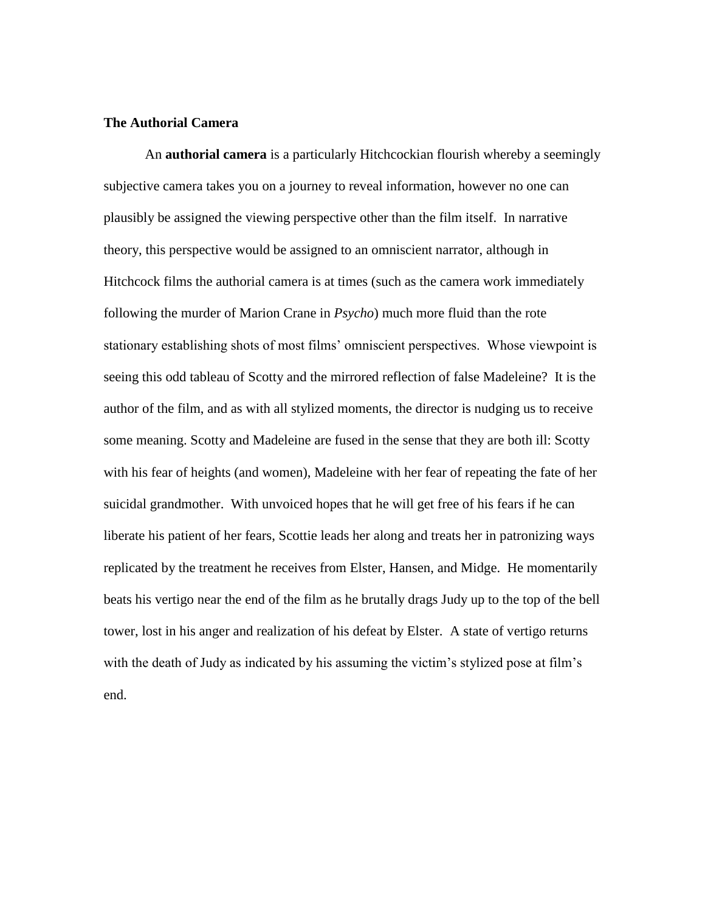**The Authorial Camera**

An **authorial camera** is a particularly Hitchcockian flourish whereby a seemingly subjective camera takes you on a journey to reveal information, however no one can plausibly be assigned the viewing perspective other than the film itself. In narrative theory, this perspective would be assigned to an omniscient narrator, although in Hitchcock films the authorial camera is at times (such as the camera work immediately following the murder of Marion Crane in *Psycho*) much more fluid than the rote stationary establishing shots of most films' omniscient perspectives. Whose viewpoint is seeing this odd tableau of Scotty and the mirrored reflection of false Madeleine? It is the author of the film, and as with all stylized moments, the director is nudging us to receive some meaning. Scotty and Madeleine are fused in the sense that they are both ill: Scotty with his fear of heights (and women), Madeleine with her fear of repeating the fate of her suicidal grandmother. With unvoiced hopes that he will get free of his fears if he can liberate his patient of her fears, Scottie leads her along and treats her in patronizing ways replicated by the treatment he receives from Elster, Hansen, and Midge. He momentarily beats his vertigo near the end of the film as he brutally drags Judy up to the top of the bell tower, lost in his anger and realization of his defeat by Elster. A state of vertigo returns with the death of Judy as indicated by his assuming the victim's stylized pose at film's end.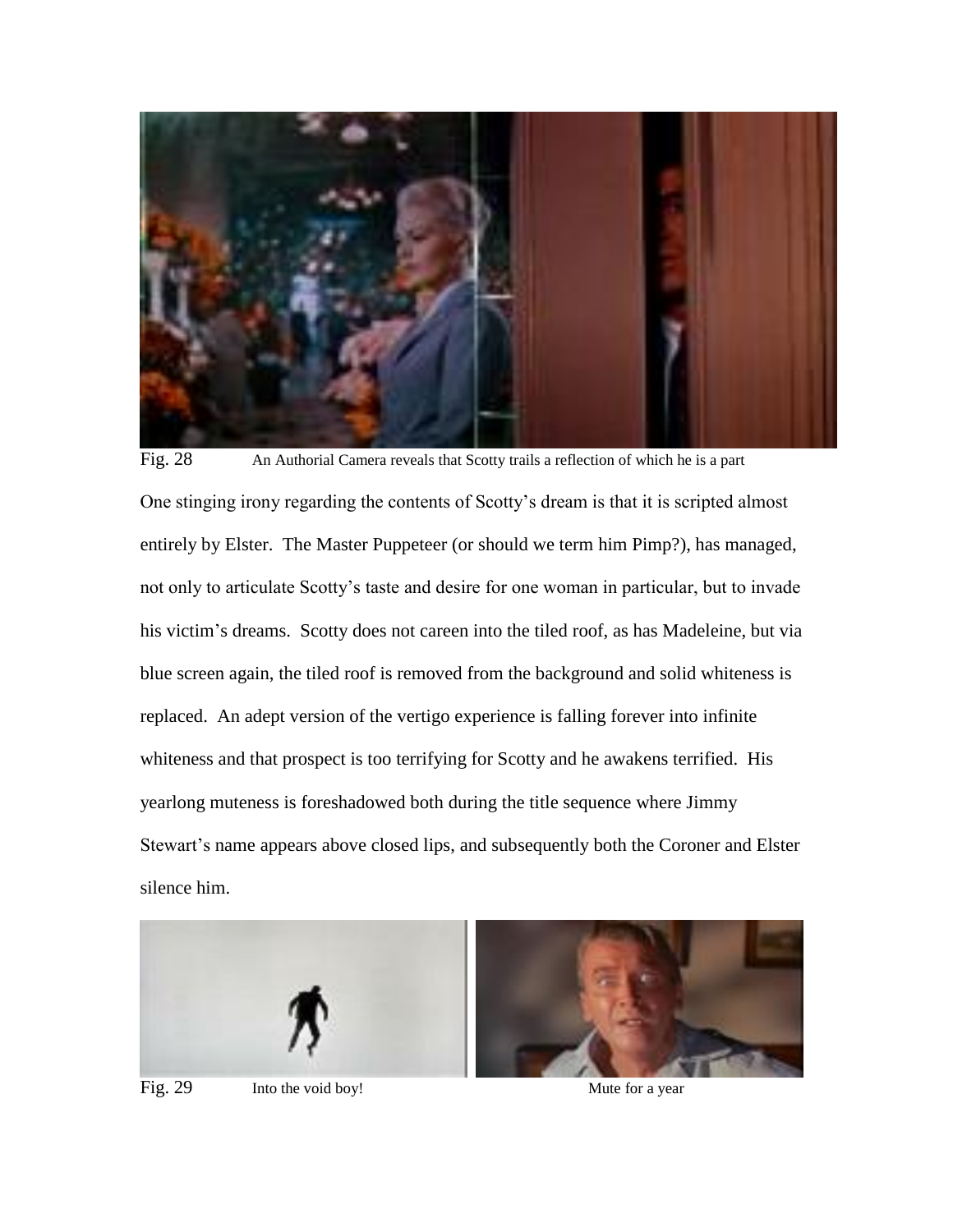Fig. 28 An Authorial Camera reveals that Scotty trails a reflection of which he is a part

One stinging irony regarding the contents of Scotty's dream is that it is scripted almost entirely by Elster. The Master Puppeteer (or should we term him Pimp?), has managed, not only to articulate Scotty's taste and desire for one woman in particular, but to invade his victim's dreams. Scotty does not careen into the tiled roof, as has Madeleine, but via blue screen again, the tiled roof is removed from the background and solid whiteness is replaced. An adept version of the vertigo experience is falling forever into infinite whiteness and that prospect is too terrifying for Scotty and he awakens terrified. His yearlong muteness is foreshadowed both during the title sequence where Jimmy Stewart's name appears above closed lips, and subsequently both the Coroner and Elster silence him.

Fig. 29 Into the void boy! Mute for a year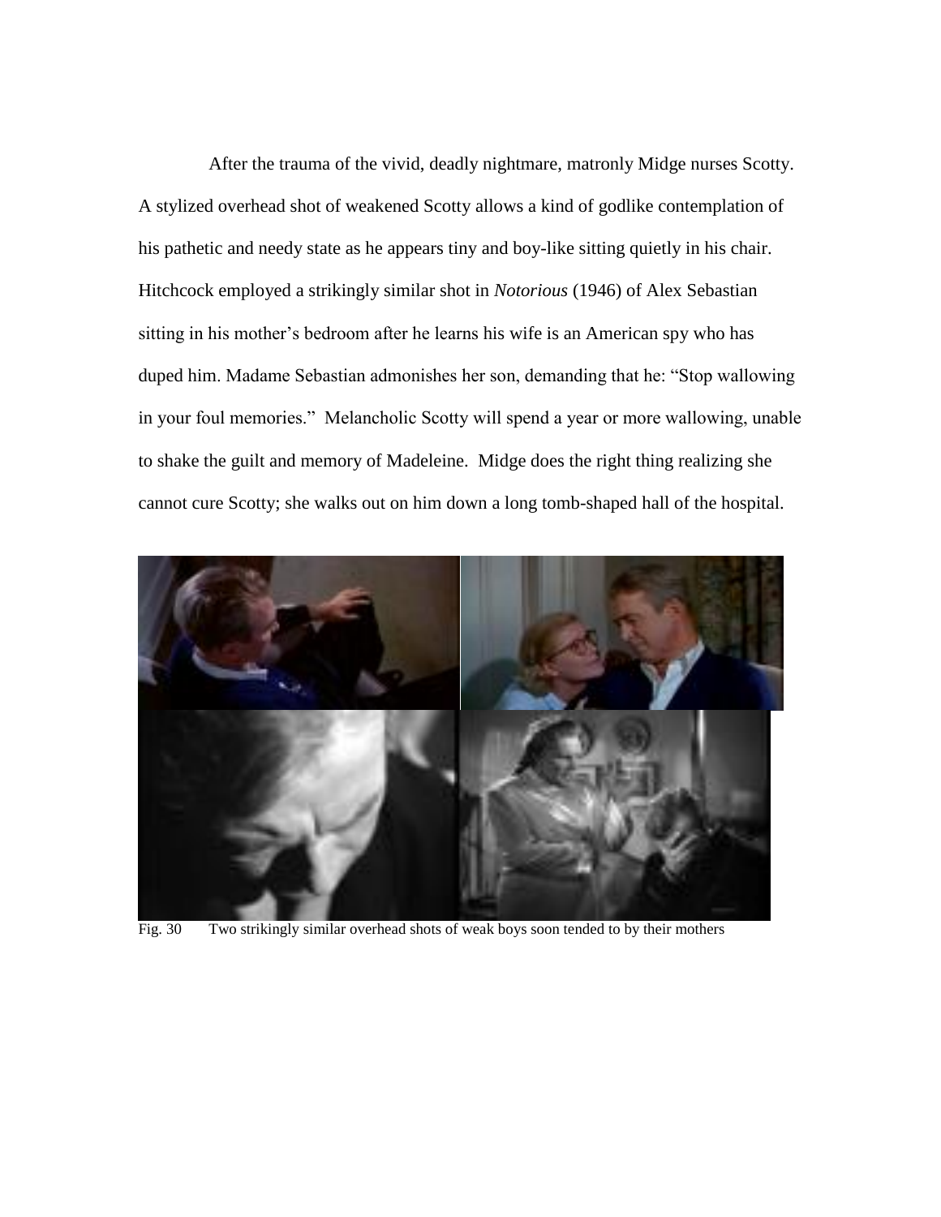After the trauma of the vivid, deadly nightmare, matronly Midge nurses Scotty. A stylized overhead shot of weakened Scotty allows a kind of godlike contemplation of his pathetic and needy state as he appears tiny and boy-like sitting quietly in his chair. Hitchcock employed a strikingly similar shot in *Notorious* (1946) of Alex Sebastian sitting in his mother's bedroom after he learns his wife is an American spy who has duped him. Madame Sebastian admonishes her son, demanding that he: "Stop wallowing in your foul memories." Melancholic Scotty will spend a year or more wallowing, unable to shake the guilt and memory of Madeleine. Midge does the right thing realizing she cannot cure Scotty; she walks out on him down a long tomb-shaped hall of the hospital.

Fig. 30 Two strikingly similar overhead shots of weak boys soon tended to by their mothers